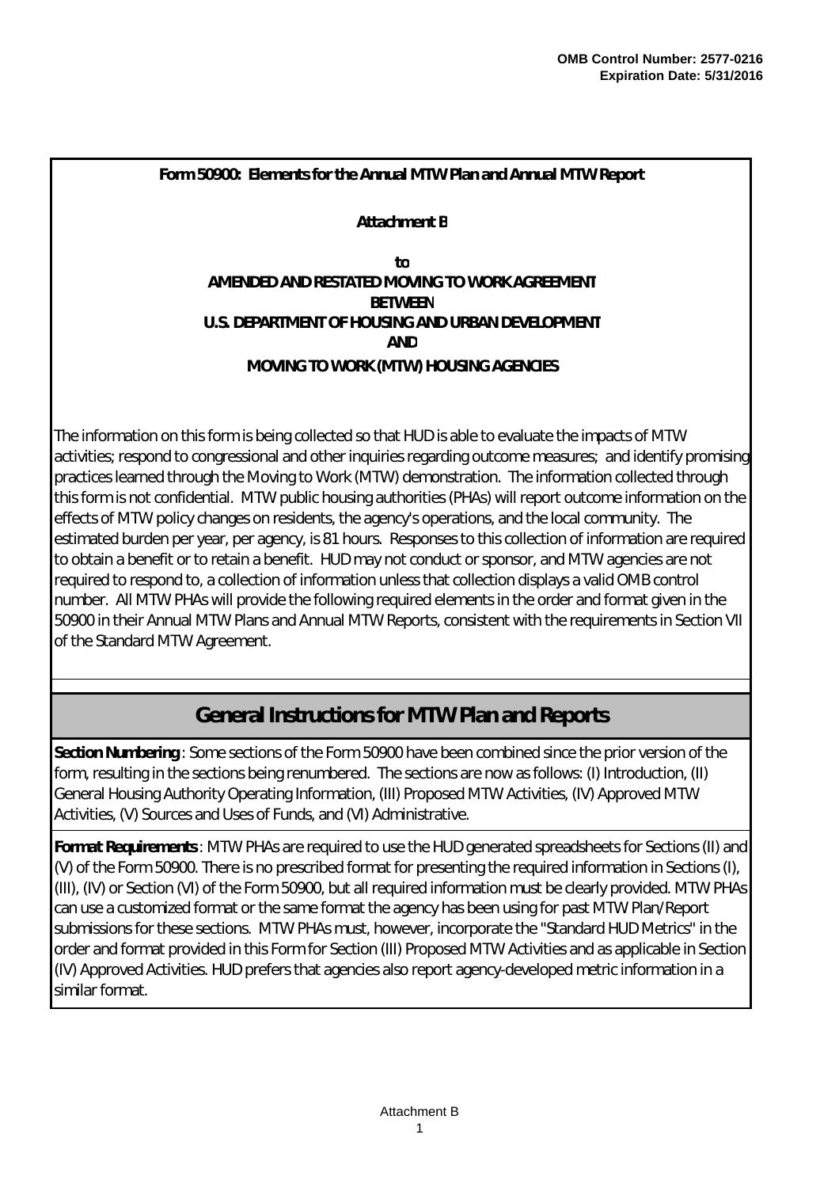**OMB Control Number: 2577-0216**
**Expiration Date: 5/31/2016**

**Form 50900: Elements for the Annual MTW Plan and Annual MTW Report**

**Attachment B**

**to**
**AMENDED AND RESTATED MOVING TO WORK AGREEMENT**
**BETWEEN**
**U.S. DEPARTMENT OF HOUSING AND URBAN DEVELOPMENT**
**AND**
**MOVING TO WORK (MTW) HOUSING AGENCIES**

The information on this form is being collected so that HUD is able to evaluate the impacts of MTW activities; respond to congressional and other inquiries regarding outcome measures; and identify promising practices learned through the Moving to Work (MTW) demonstration. The information collected through this form is not confidential. MTW public housing authorities (PHAs) will report outcome information on the effects of MTW policy changes on residents, the agency's operations, and the local community. The estimated burden per year, per agency, is 81 hours. Responses to this collection of information are required to obtain a benefit or to retain a benefit. HUD may not conduct or sponsor, and MTW agencies are not required to respond to, a collection of information unless that collection displays a valid OMB control number. All MTW PHAs will provide the following required elements in the order and format given in the 50900 in their Annual MTW Plans and Annual MTW Reports, consistent with the requirements in Section VII of the Standard MTW Agreement.

## General Instructions for MTW Plan and Reports

**Section Numbering**: Some sections of the Form 50900 have been combined since the prior version of the form, resulting in the sections being renumbered. The sections are now as follows: (I) Introduction, (II) General Housing Authority Operating Information, (III) Proposed MTW Activities, (IV) Approved MTW Activities, (V) Sources and Uses of Funds, and (VI) Administrative.

**Format Requirements**: MTW PHAs are required to use the HUD generated spreadsheets for Sections (II) and (V) of the Form 50900. There is no prescribed format for presenting the required information in Sections (I), (III), (IV) or Section (VI) of the Form 50900, but all required information must be clearly provided. MTW PHAs can use a customized format or the same format the agency has been using for past MTW Plan/Report submissions for these sections. MTW PHAs must, however, incorporate the "Standard HUD Metrics" in the order and format provided in this Form for Section (III) Proposed MTW Activities and as applicable in Section (IV) Approved Activities. HUD prefers that agencies also report agency-developed metric information in a similar format.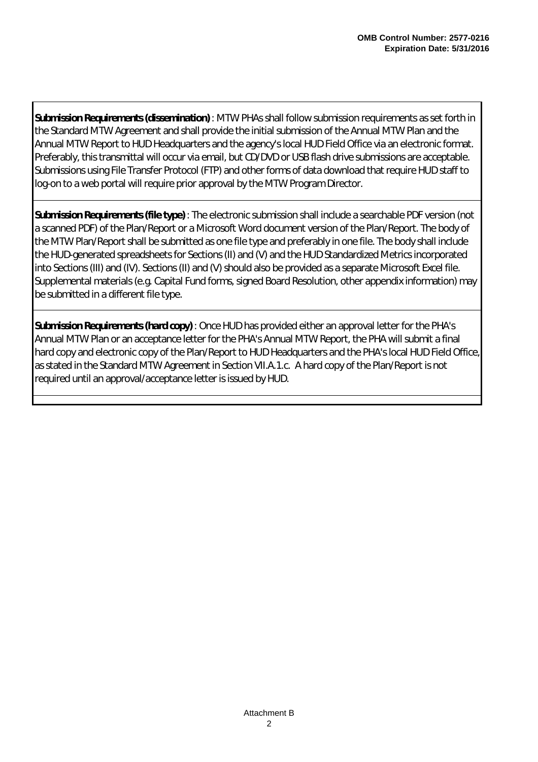**Submission Requirements (dissemination)** : MTW PHAs shall follow submission requirements as set forth in the Standard MTW Agreement and shall provide the initial submission of the Annual MTW Plan and the Annual MTW Report to HUD Headquarters and the agency's local HUD Field Office via an electronic format. Preferably, this transmittal will occur via email, but CD/DVD or USB flash drive submissions are acceptable. Submissions using File Transfer Protocol (FTP) and other forms of data download that require HUD staff to log-on to a web portal will require prior approval by the MTW Program Director.

**Submission Requirements (file type)** : The electronic submission shall include a searchable PDF version (not a scanned PDF) of the Plan/Report or a Microsoft Word document version of the Plan/Report. The body of the MTW Plan/Report shall be submitted as one file type and preferably in one file. The body shall include the HUD-generated spreadsheets for Sections (II) and (V) and the HUD Standardized Metrics incorporated into Sections (III) and (IV). Sections (II) and (V) should also be provided as a separate Microsoft Excel file. Supplemental materials (e.g. Capital Fund forms, signed Board Resolution, other appendix information) may be submitted in a different file type.

**Submission Requirements (hard copy)** : Once HUD has provided either an approval letter for the PHA's Annual MTW Plan or an acceptance letter for the PHA's Annual MTW Report, the PHA will submit a final hard copy and electronic copy of the Plan/Report to HUD Headquarters and the PHA's local HUD Field Office, as stated in the Standard MTW Agreement in Section VII.A.1.c. A hard copy of the Plan/Report is not required until an approval/acceptance letter is issued by HUD.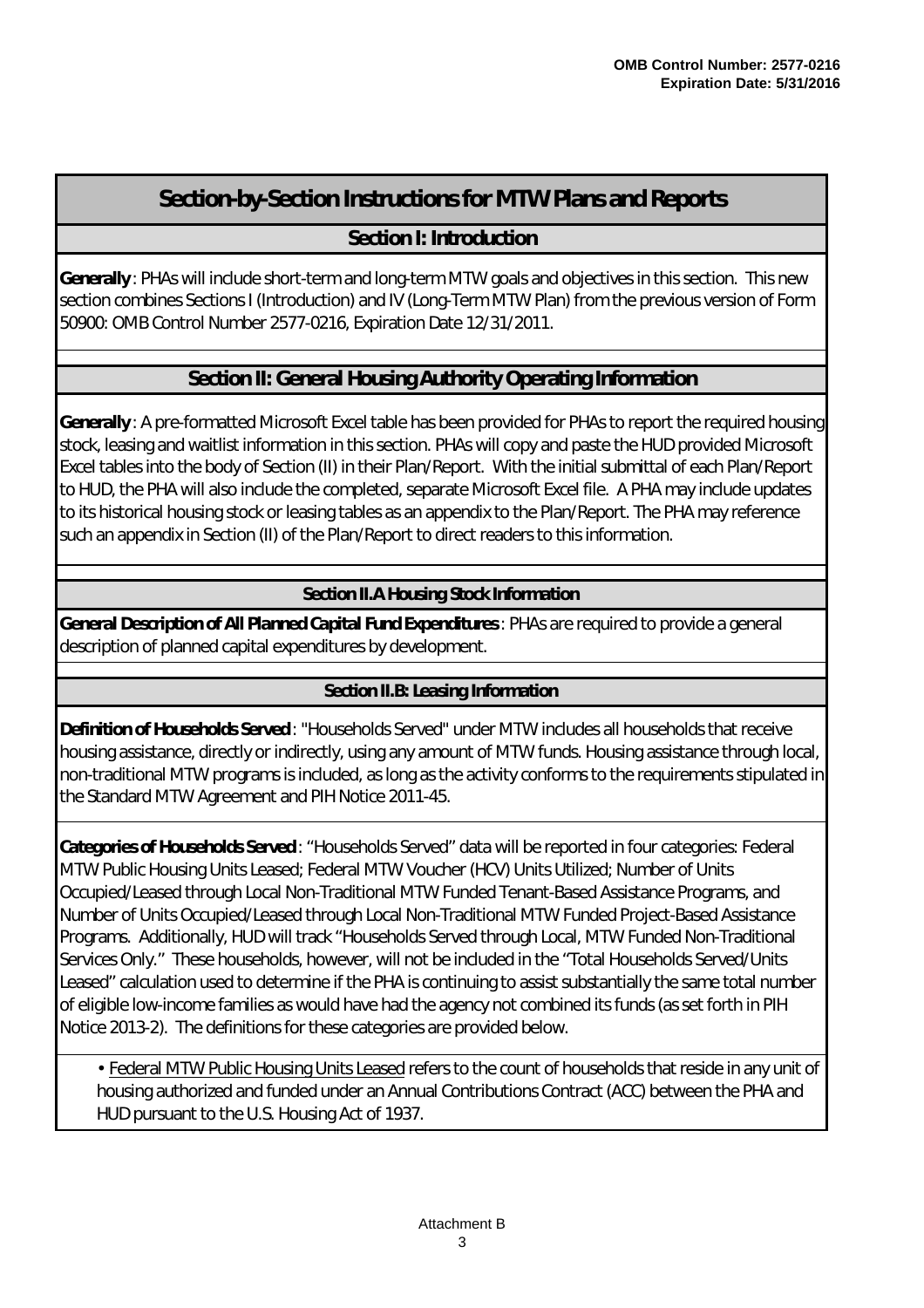# Section-by-Section Instructions for MTW Plans and Reports

## Section I: Introduction

**Generally**: PHAs will include short-term and long-term MTW goals and objectives in this section. This new section combines Sections I (Introduction) and IV (Long-Term MTW Plan) from the previous version of Form 50900: OMB Control Number 2577-0216, Expiration Date 12/31/2011.

## Section II: General Housing Authority Operating Information

**Generally**: A pre-formatted Microsoft Excel table has been provided for PHAs to report the required housing stock, leasing and waitlist information in this section. PHAs will copy and paste the HUD provided Microsoft Excel tables into the body of Section (II) in their Plan/Report. With the initial submittal of each Plan/Report to HUD, the PHA will also include the completed, separate Microsoft Excel file. A PHA may include updates to its historical housing stock or leasing tables as an appendix to the Plan/Report. The PHA may reference such an appendix in Section (II) of the Plan/Report to direct readers to this information.

### Section II.A Housing Stock Information

**General Description of All Planned Capital Fund Expenditures**: PHAs are required to provide a general description of planned capital expenditures by development.

### Section II.B: Leasing Information

**Definition of Households Served**: "Households Served" under MTW includes all households that receive housing assistance, directly or indirectly, using any amount of MTW funds. Housing assistance through local, non-traditional MTW programs is included, as long as the activity conforms to the requirements stipulated in the Standard MTW Agreement and PIH Notice 2011-45.

**Categories of Households Served**: "Households Served" data will be reported in four categories: Federal MTW Public Housing Units Leased; Federal MTW Voucher (HCV) Units Utilized; Number of Units Occupied/Leased through Local Non-Traditional MTW Funded Tenant-Based Assistance Programs, and Number of Units Occupied/Leased through Local Non-Traditional MTW Funded Project-Based Assistance Programs. Additionally, HUD will track "Households Served through Local, MTW Funded Non-Traditional Services Only." These households, however, will not be included in the "Total Households Served/Units Leased" calculation used to determine if the PHA is continuing to assist substantially the same total number of eligible low-income families as would have had the agency not combined its funds (as set forth in PIH Notice 2013-2). The definitions for these categories are provided below.

- Federal MTW Public Housing Units Leased refers to the count of households that reside in any unit of housing authorized and funded under an Annual Contributions Contract (ACC) between the PHA and HUD pursuant to the U.S. Housing Act of 1937.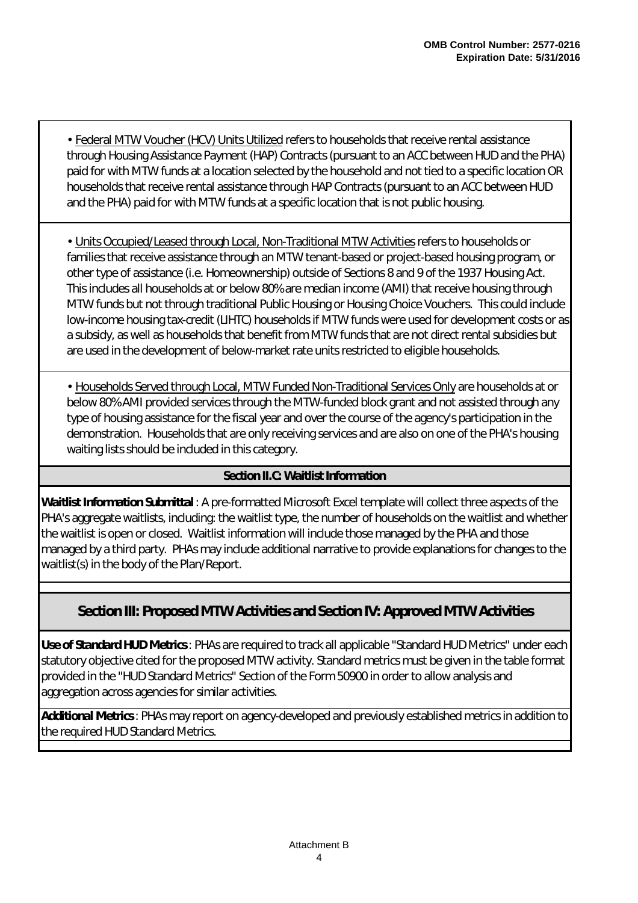- Federal MTW Voucher (HCV) Units Utilized refers to households that receive rental assistance through Housing Assistance Payment (HAP) Contracts (pursuant to an ACC between HUD and the PHA) paid for with MTW funds at a location selected by the household and not tied to a specific location OR households that receive rental assistance through HAP Contracts (pursuant to an ACC between HUD and the PHA) paid for with MTW funds at a specific location that is not public housing.

- Units Occupied/Leased through Local, Non-Traditional MTW Activities refers to households or families that receive assistance through an MTW tenant-based or project-based housing program, or other type of assistance (i.e. Homeownership) outside of Sections 8 and 9 of the 1937 Housing Act. This includes all households at or below 80% are median income (AMI) that receive housing through MTW funds but not through traditional Public Housing or Housing Choice Vouchers. This could include low-income housing tax-credit (LIHTC) households if MTW funds were used for development costs or as a subsidy, as well as households that benefit from MTW funds that are not direct rental subsidies but are used in the development of below-market rate units restricted to eligible households.

- Households Served through Local, MTW Funded Non-Traditional Services Only are households at or below 80% AMI provided services through the MTW-funded block grant and not assisted through any type of housing assistance for the fiscal year and over the course of the agency's participation in the demonstration. Households that are only receiving services and are also on one of the PHA's housing waiting lists should be included in this category.

### Section II.C: Waitlist Information

**Waitlist Information Submittal**: A pre-formatted Microsoft Excel template will collect three aspects of the PHA's aggregate waitlists, including: the waitlist type, the number of households on the waitlist and whether the waitlist is open or closed. Waitlist information will include those managed by the PHA and those managed by a third party. PHAs may include additional narrative to provide explanations for changes to the waitlist(s) in the body of the Plan/Report.

## Section III: Proposed MTW Activities and Section IV: Approved MTW Activities

**Use of Standard HUD Metrics**: PHAs are required to track all applicable "Standard HUD Metrics" under each statutory objective cited for the proposed MTW activity. Standard metrics must be given in the table format provided in the "HUD Standard Metrics" Section of the Form 50900 in order to allow analysis and aggregation across agencies for similar activities.

**Additional Metrics**: PHAs may report on agency-developed and previously established metrics in addition to the required HUD Standard Metrics.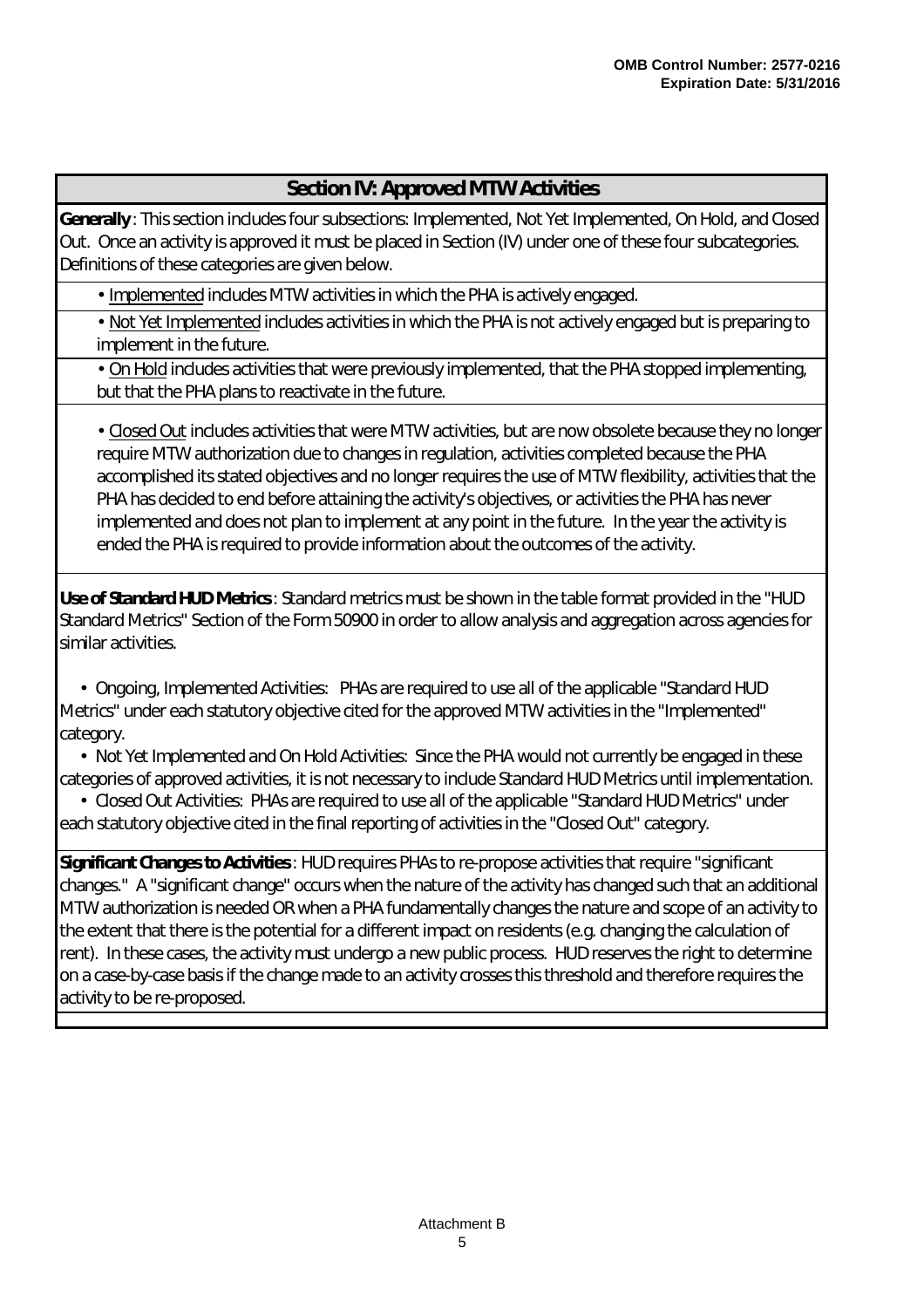## Section IV: Approved MTW Activities

**Generally**: This section includes four subsections: Implemented, Not Yet Implemented, On Hold, and Closed Out. Once an activity is approved it must be placed in Section (IV) under one of these four subcategories. Definitions of these categories are given below.

- Implemented includes MTW activities in which the PHA is actively engaged.
- Not Yet Implemented includes activities in which the PHA is not actively engaged but is preparing to implement in the future.
- On Hold includes activities that were previously implemented, that the PHA stopped implementing, but that the PHA plans to reactivate in the future.
- Closed Out includes activities that were MTW activities, but are now obsolete because they no longer require MTW authorization due to changes in regulation, activities completed because the PHA accomplished its stated objectives and no longer requires the use of MTW flexibility, activities that the PHA has decided to end before attaining the activity's objectives, or activities the PHA has never implemented and does not plan to implement at any point in the future. In the year the activity is ended the PHA is required to provide information about the outcomes of the activity.

**Use of Standard HUD Metrics**: Standard metrics must be shown in the table format provided in the "HUD Standard Metrics" Section of the Form 50900 in order to allow analysis and aggregation across agencies for similar activities.

- Ongoing, Implemented Activities: PHAs are required to use all of the applicable "Standard HUD Metrics" under each statutory objective cited for the approved MTW activities in the "Implemented" category.
- Not Yet Implemented and On Hold Activities: Since the PHA would not currently be engaged in these categories of approved activities, it is not necessary to include Standard HUD Metrics until implementation.
- Closed Out Activities: PHAs are required to use all of the applicable "Standard HUD Metrics" under each statutory objective cited in the final reporting of activities in the "Closed Out" category.

**Significant Changes to Activities**: HUD requires PHAs to re-propose activities that require "significant changes." A "significant change" occurs when the nature of the activity has changed such that an additional MTW authorization is needed OR when a PHA fundamentally changes the nature and scope of an activity to the extent that there is the potential for a different impact on residents (e.g. changing the calculation of rent). In these cases, the activity must undergo a new public process. HUD reserves the right to determine on a case-by-case basis if the change made to an activity crosses this threshold and therefore requires the activity to be re-proposed.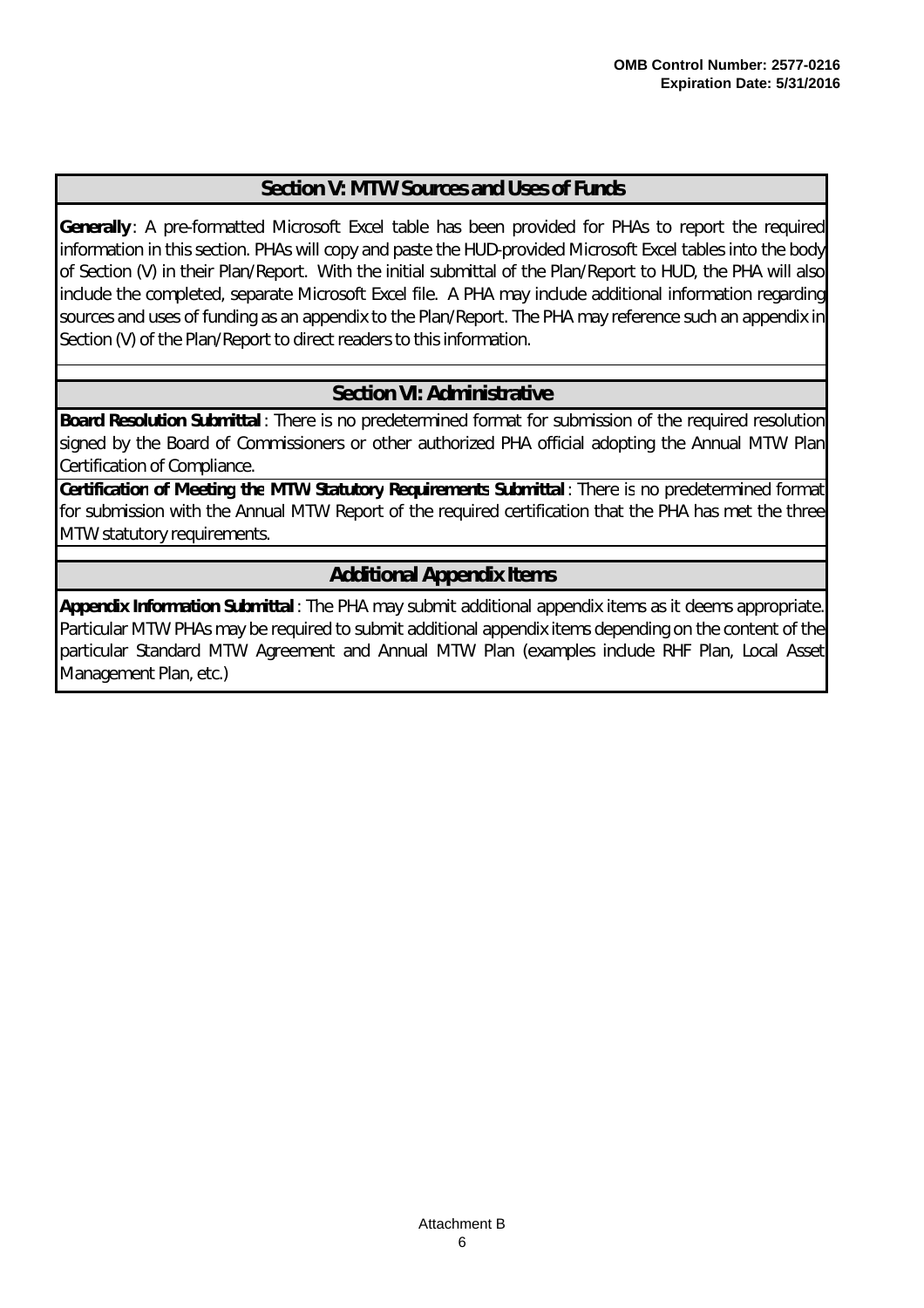## Section V: MTW Sources and Uses of Funds

**Generally**: A pre-formatted Microsoft Excel table has been provided for PHAs to report the required information in this section. PHAs will copy and paste the HUD-provided Microsoft Excel tables into the body of Section (V) in their Plan/Report. With the initial submittal of the Plan/Report to HUD, the PHA will also include the completed, separate Microsoft Excel file. A PHA may include additional information regarding sources and uses of funding as an appendix to the Plan/Report. The PHA may reference such an appendix in Section (V) of the Plan/Report to direct readers to this information.

## Section VI: Administrative

**Board Resolution Submittal**: There is no predetermined format for submission of the required resolution signed by the Board of Commissioners or other authorized PHA official adopting the Annual MTW Plan Certification of Compliance.

**Certification of Meeting the MTW Statutory Requirements Submittal**: There is no predetermined format for submission with the Annual MTW Report of the required certification that the PHA has met the three MTW statutory requirements.

## Additional Appendix Items

**Appendix Information Submittal**: The PHA may submit additional appendix items as it deems appropriate. Particular MTW PHAs may be required to submit additional appendix items depending on the content of the particular Standard MTW Agreement and Annual MTW Plan (examples include RHF Plan, Local Asset Management Plan, etc.)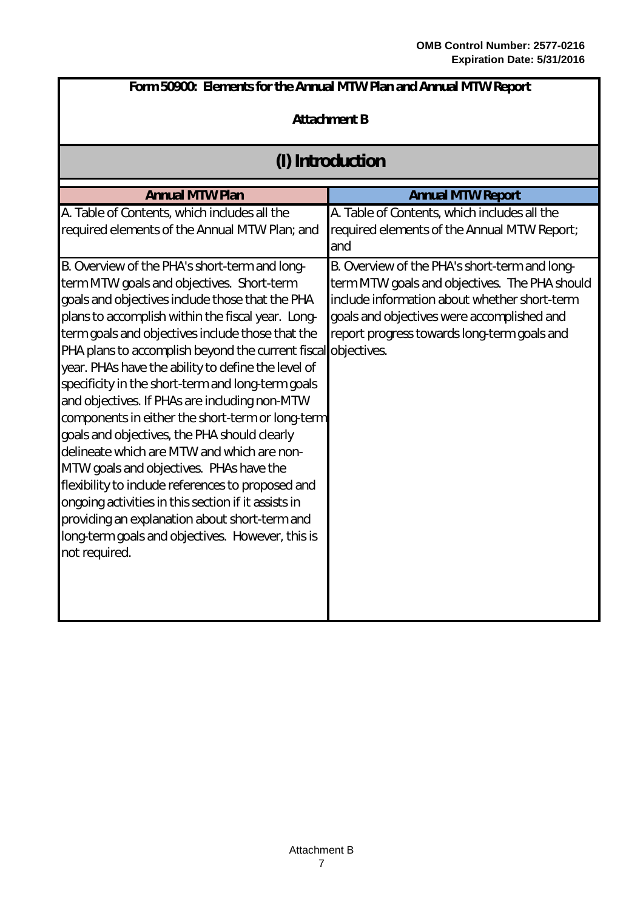**OMB Control Number: 2577-0216**
**Expiration Date: 5/31/2016**

**Form 50900: Elements for the Annual MTW Plan and Annual MTW Report**

**Attachment B**

## (I) Introduction

| Annual MTW Plan | Annual MTW Report |
|---|---|
| A. Table of Contents, which includes all the required elements of the Annual MTW Plan; and | A. Table of Contents, which includes all the required elements of the Annual MTW Report; and |
| B. Overview of the PHA's short-term and long-term MTW goals and objectives. Short-term goals and objectives include those that the PHA plans to accomplish within the fiscal year. Long-term goals and objectives include those that the PHA plans to accomplish beyond the current fiscal year. PHAs have the ability to define the level of specificity in the short-term and long-term goals and objectives. If PHAs are including non-MTW components in either the short-term or long-term goals and objectives, the PHA should clearly delineate which are MTW and which are non-MTW goals and objectives. PHAs have the flexibility to include references to proposed and ongoing activities in this section if it assists in providing an explanation about short-term and long-term goals and objectives. However, this is not required. | B. Overview of the PHA's short-term and long-term MTW goals and objectives. The PHA should include information about whether short-term goals and objectives were accomplished and report progress towards long-term goals and objectives. |

Attachment B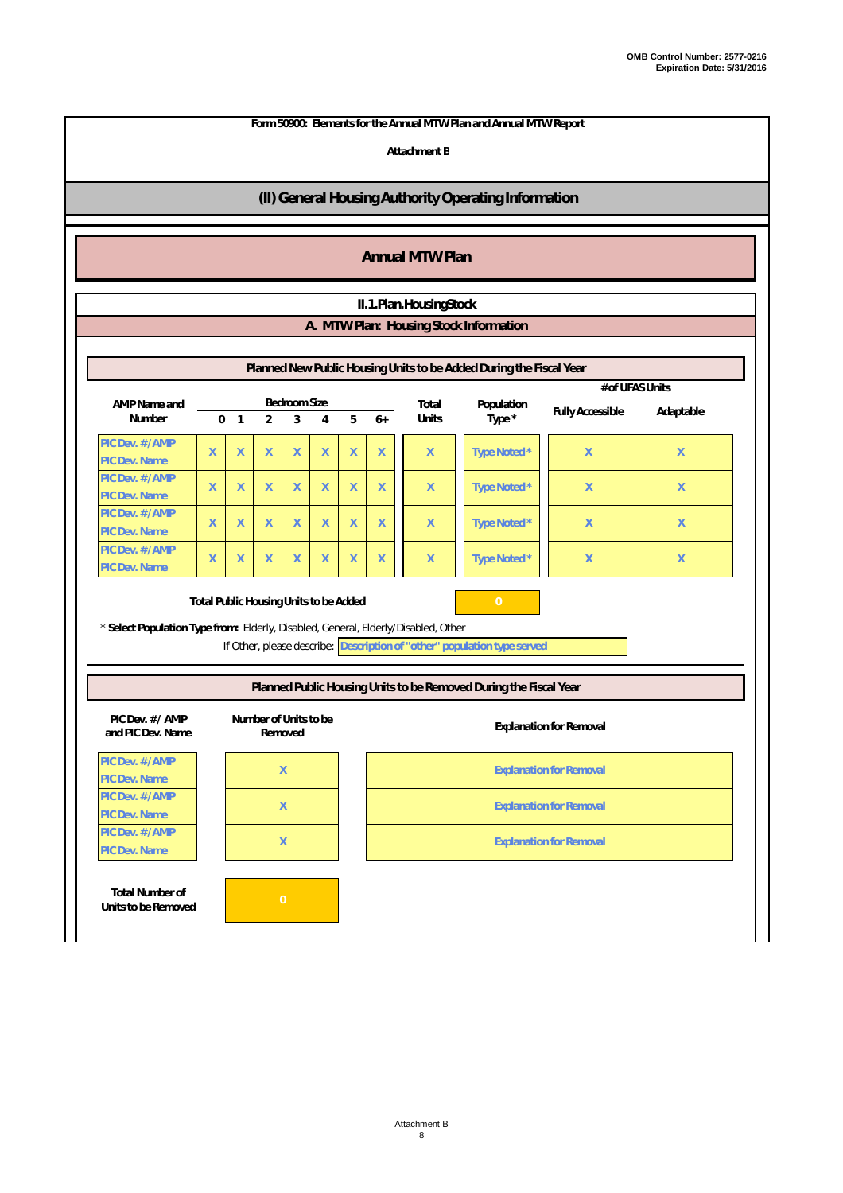OMB Control Number: 2577-0216
Expiration Date: 5/31/2016

**Form 50900: Elements for the Annual MTW Plan and Annual MTW Report**

**Attachment B**

## (II) General Housing Authority Operating Information

## Annual MTW Plan

### II.1.Plan.HousingStock

### A. MTW Plan: Housing Stock Information

**Planned New Public Housing Units to be Added During the Fiscal Year**

| AMP Name and Number | Bedroom Size 0 | 1 | 2 | 3 | 4 | 5 | 6+ | Total Units | Population Type * | # of UFAS Units: Fully Accessible | Adaptable |
|---|---|---|---|---|---|---|---|---|---|---|---|
| PIC Dev. # / AMP PIC Dev. Name | X | X | X | X | X | X | X | X | Type Noted * | X | X |
| PIC Dev. # / AMP PIC Dev. Name | X | X | X | X | X | X | X | X | Type Noted * | X | X |
| PIC Dev. # / AMP PIC Dev. Name | X | X | X | X | X | X | X | X | Type Noted * | X | X |
| PIC Dev. # / AMP PIC Dev. Name | X | X | X | X | X | X | X | X | Type Noted * | X | X |

**Total Public Housing Units to be Added** 0

* **Select Population Type from:** Elderly, Disabled, General, Elderly/Disabled, Other

If Other, please describe: Description of "other" population type served

**Planned Public Housing Units to be Removed During the Fiscal Year**

| PIC Dev. # / AMP and PIC Dev. Name | Number of Units to be Removed | Explanation for Removal |
|---|---|---|
| PIC Dev. # / AMP PIC Dev. Name | X | Explanation for Removal |
| PIC Dev. # / AMP PIC Dev. Name | X | Explanation for Removal |
| PIC Dev. # / AMP PIC Dev. Name | X | Explanation for Removal |

**Total Number of Units to be Removed** 0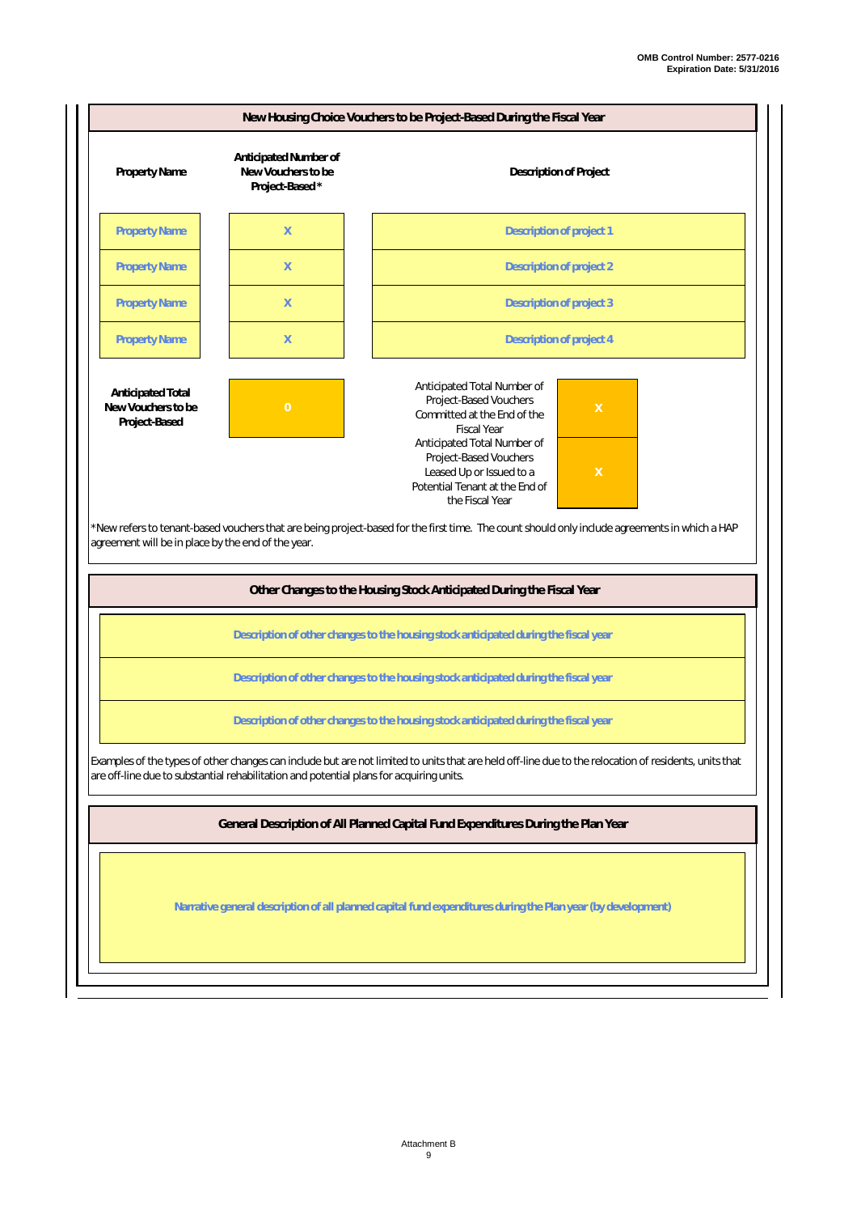OMB Control Number: 2577-0216
Expiration Date: 5/31/2016

## New Housing Choice Vouchers to be Project-Based During the Fiscal Year

| Property Name | Anticipated Number of New Vouchers to be Project-Based * | Description of Project |
|---|---|---|
| Property Name | X | Description of project 1 |
| Property Name | X | Description of project 2 |
| Property Name | X | Description of project 3 |
| Property Name | X | Description of project 4 |

| Anticipated Total New Vouchers to be Project-Based | 0 |
|---|---|

| | |
|---|---|
| Anticipated Total Number of Project-Based Vouchers Committed at the End of the Fiscal Year | X |
| Anticipated Total Number of Project-Based Vouchers Leased Up or Issued to a Potential Tenant at the End of the Fiscal Year | X |

*New refers to tenant-based vouchers that are being project-based for the first time. The count should only include agreements in which a HAP agreement will be in place by the end of the year.

## Other Changes to the Housing Stock Anticipated During the Fiscal Year

Description of other changes to the housing stock anticipated during the fiscal year

Description of other changes to the housing stock anticipated during the fiscal year

Description of other changes to the housing stock anticipated during the fiscal year

Examples of the types of other changes can include but are not limited to units that are held off-line due to the relocation of residents, units that are off-line due to substantial rehabilitation and potential plans for acquiring units.

## General Description of All Planned Capital Fund Expenditures During the Plan Year

Narrative general description of all planned capital fund expenditures during the Plan year (by development)

Attachment B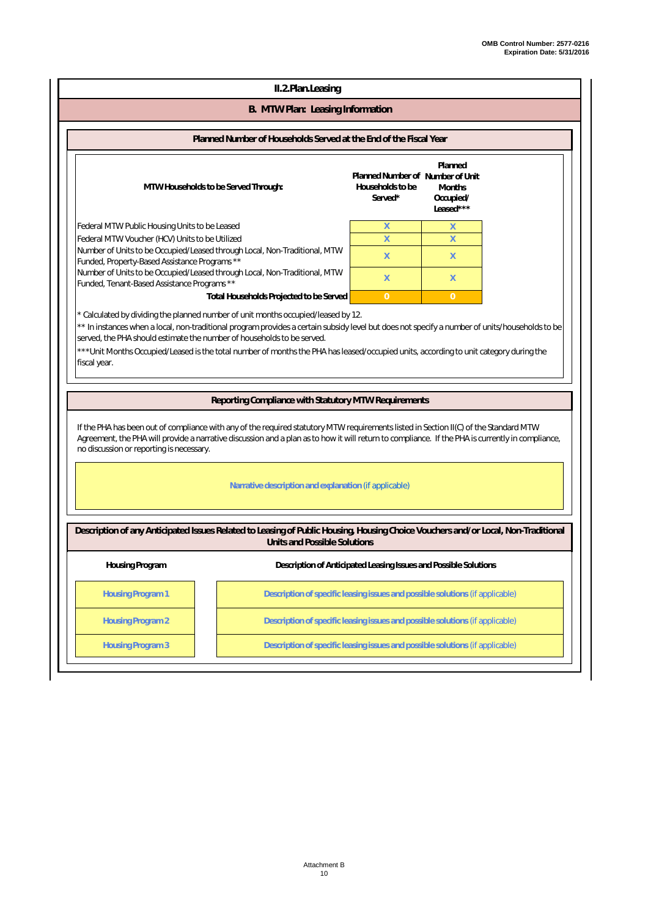## II.2.Plan.Leasing

### B. MTW Plan: Leasing Information

#### Planned Number of Households Served at the End of the Fiscal Year

| MTW Households to be Served Through: | Planned Number of Households to be Served* | Planned Number of Unit Months Occupied/ Leased*** |
|---|---|---|
| Federal MTW Public Housing Units to be Leased | X | X |
| Federal MTW Voucher (HCV) Units to be Utilized | X | X |
| Number of Units to be Occupied/Leased through Local, Non-Traditional, MTW Funded, Property-Based Assistance Programs ** | X | X |
| Number of Units to be Occupied/Leased through Local, Non-Traditional, MTW Funded, Tenant-Based Assistance Programs ** | X | X |
| **Total Households Projected to be Served** | 0 | 0 |

* Calculated by dividing the planned number of unit months occupied/leased by 12.

** In instances when a local, non-traditional program provides a certain subsidy level but does not specify a number of units/households to be served, the PHA should estimate the number of households to be served.

***Unit Months Occupied/Leased is the total number of months the PHA has leased/occupied units, according to unit category during the fiscal year.

#### Reporting Compliance with Statutory MTW Requirements

If the PHA has been out of compliance with any of the required statutory MTW requirements listed in Section II(C) of the Standard MTW Agreement, the PHA will provide a narrative discussion and a plan as to how it will return to compliance. If the PHA is currently in compliance, no discussion or reporting is necessary.

**Narrative description and explanation** (if applicable)

#### Description of any Anticipated Issues Related to Leasing of Public Housing, Housing Choice Vouchers and/or Local, Non-Traditional Units and Possible Solutions

| Housing Program | Description of Anticipated Leasing Issues and Possible Solutions |
|---|---|
| Housing Program 1 | **Description of specific leasing issues and possible solutions** (if applicable) |
| Housing Program 2 | **Description of specific leasing issues and possible solutions** (if applicable) |
| Housing Program 3 | **Description of specific leasing issues and possible solutions** (if applicable) |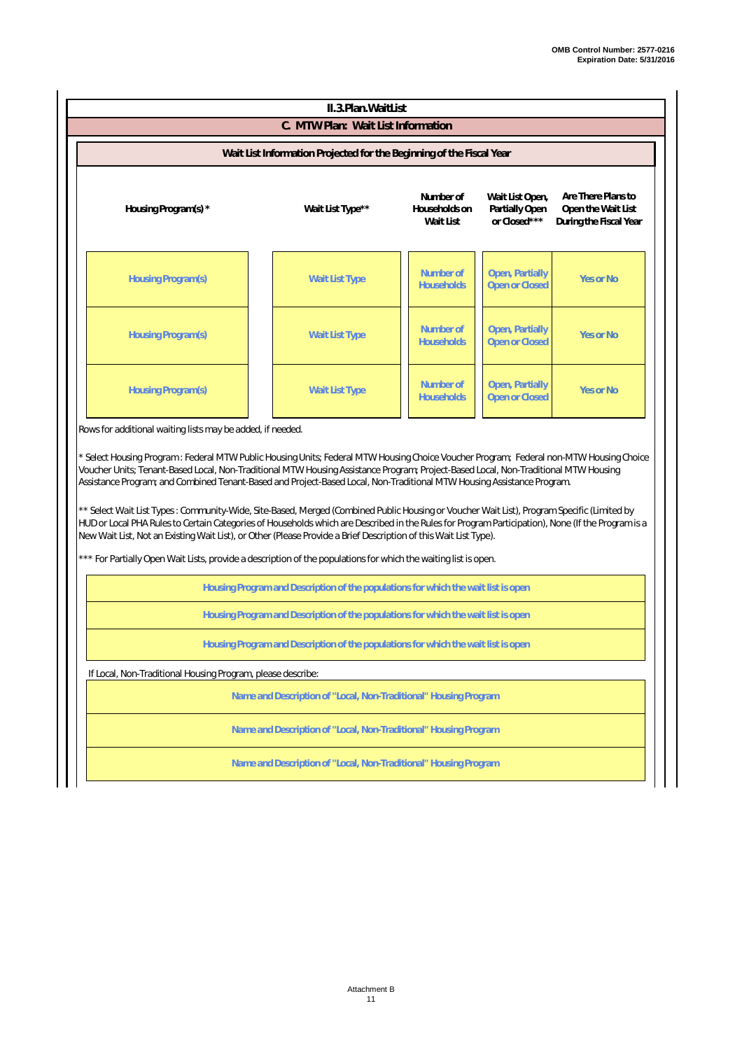OMB Control Number: 2577-0216
Expiration Date: 5/31/2016

## II.3.Plan.WaitList

### C. MTW Plan: Wait List Information

#### Wait List Information Projected for the Beginning of the Fiscal Year

| Housing Program(s) * | Wait List Type** | Number of Households on Wait List | Wait List Open, Partially Open or Closed*** | Are There Plans to Open the Wait List During the Fiscal Year |
|---|---|---|---|---|
| Housing Program(s) | Wait List Type | Number of Households | Open, Partially Open or Closed | Yes or No |
| Housing Program(s) | Wait List Type | Number of Households | Open, Partially Open or Closed | Yes or No |
| Housing Program(s) | Wait List Type | Number of Households | Open, Partially Open or Closed | Yes or No |

Rows for additional waiting lists may be added, if needed.

* Select Housing Program: Federal MTW Public Housing Units; Federal MTW Housing Choice Voucher Program; Federal non-MTW Housing Choice Voucher Units; Tenant-Based Local, Non-Traditional MTW Housing Assistance Program; Project-Based Local, Non-Traditional MTW Housing Assistance Program; and Combined Tenant-Based and Project-Based Local, Non-Traditional MTW Housing Assistance Program.

** Select Wait List Types: Community-Wide, Site-Based, Merged (Combined Public Housing or Voucher Wait List), Program Specific (Limited by HUD or Local PHA Rules to Certain Categories of Households which are Described in the Rules for Program Participation), None (If the Program is a New Wait List, Not an Existing Wait List), or Other (Please Provide a Brief Description of this Wait List Type).

*** For Partially Open Wait Lists, provide a description of the populations for which the waiting list is open.

| Housing Program and Description of the populations for which the wait list is open |
|---|
| Housing Program and Description of the populations for which the wait list is open |
| Housing Program and Description of the populations for which the wait list is open |
| Housing Program and Description of the populations for which the wait list is open |

If Local, Non-Traditional Housing Program, please describe:

| Name and Description of "Local, Non-Traditional" Housing Program |
|---|
| Name and Description of "Local, Non-Traditional" Housing Program |
| Name and Description of "Local, Non-Traditional" Housing Program |
| Name and Description of "Local, Non-Traditional" Housing Program |

Attachment B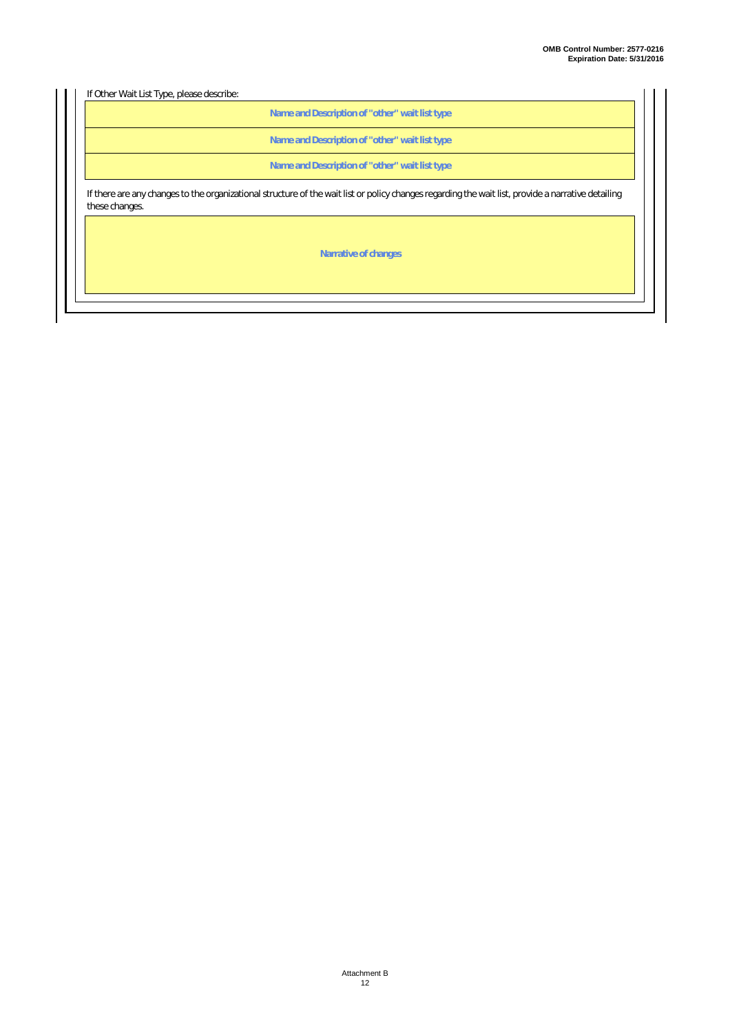If Other Wait List Type, please describe:

| Name and Description of "other" wait list type |
| --- |
| Name and Description of "other" wait list type |
| Name and Description of "other" wait list type |

If there are any changes to the organizational structure of the wait list or policy changes regarding the wait list, provide a narrative detailing these changes.

| Narrative of changes |
| --- |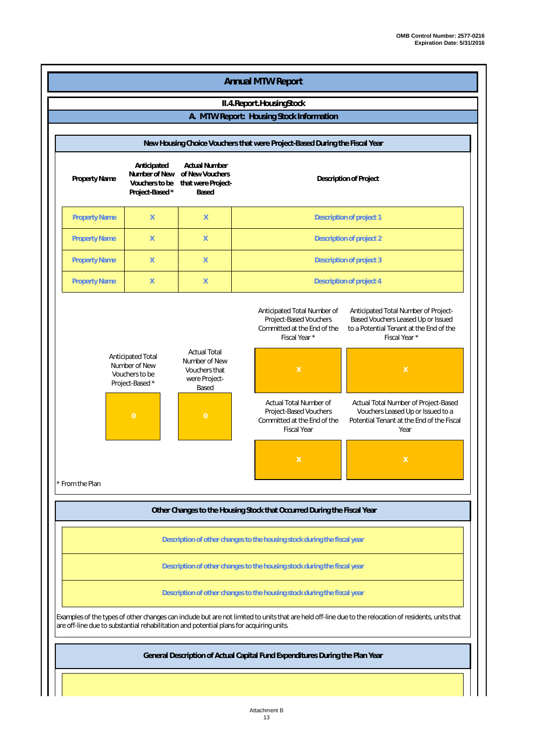# Annual MTW Report

## II.4.Report.HousingStock

### A. MTW Report: Housing Stock Information

#### New Housing Choice Vouchers that were Project-Based During the Fiscal Year

| Property Name | Anticipated Number of New Vouchers to be Project-Based * | Actual Number of New Vouchers that were Project-Based | Description of Project |
|---|---|---|---|
| Property Name | X | X | Description of project 1 |
| Property Name | X | X | Description of project 2 |
| Property Name | X | X | Description of project 3 |
| Property Name | X | X | Description of project 4 |

| Anticipated Total Number of New Vouchers to be Project-Based * | Actual Total Number of New Vouchers that were Project-Based |
|---|---|
| 0 | 0 |

| Anticipated Total Number of Project-Based Vouchers Committed at the End of the Fiscal Year * | Anticipated Total Number of Project-Based Vouchers Leased Up or Issued to a Potential Tenant at the End of the Fiscal Year * |
|---|---|
| X | X |

| Actual Total Number of Project-Based Vouchers Committed at the End of the Fiscal Year | Actual Total Number of Project-Based Vouchers Leased Up or Issued to a Potential Tenant at the End of the Fiscal Year |
|---|---|
| X | X |

* From the Plan

#### Other Changes to the Housing Stock that Occurred During the Fiscal Year

Description of other changes to the housing stock during the fiscal year

Description of other changes to the housing stock during the fiscal year

Description of other changes to the housing stock during the fiscal year

Examples of the types of other changes can include but are not limited to units that are held off-line due to the relocation of residents, units that are off-line due to substantial rehabilitation and potential plans for acquiring units.

#### General Description of Actual Capital Fund Expenditures During the Plan Year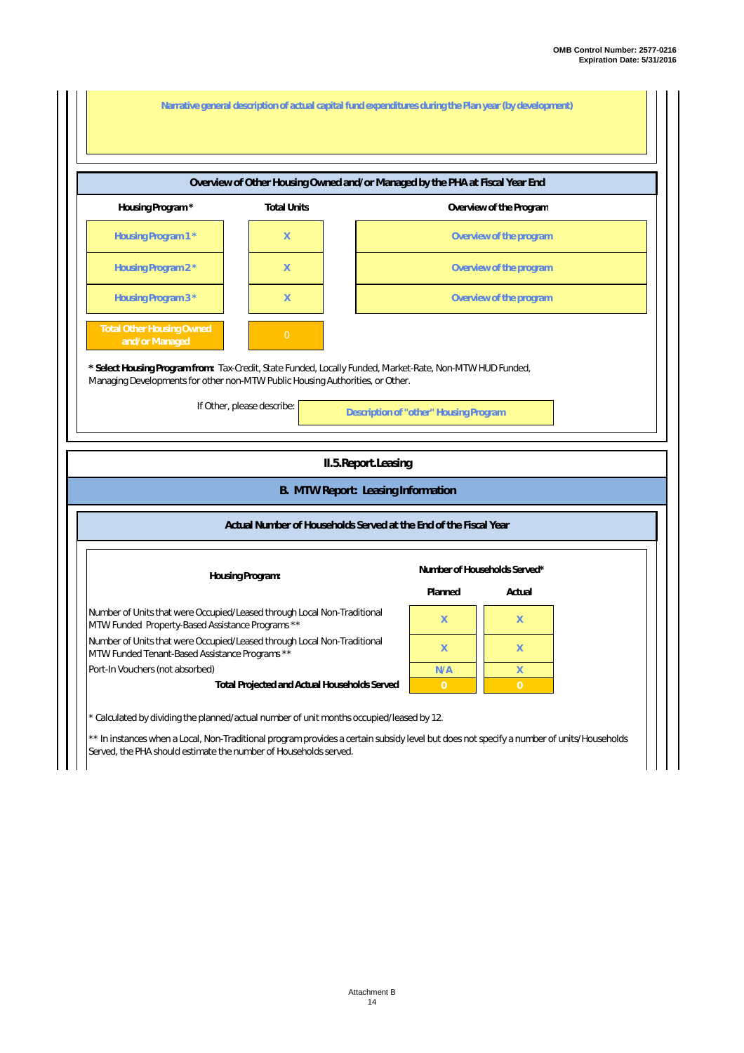Narrative general description of actual capital fund expenditures during the Plan year (by development)

### Overview of Other Housing Owned and/or Managed by the PHA at Fiscal Year End

| Housing Program * | Total Units | Overview of the Program |
|---|---|---|
| Housing Program 1 * | X | Overview of the program |
| Housing Program 2 * | X | Overview of the program |
| Housing Program 3 * | X | Overview of the program |
| Total Other Housing Owned and/or Managed | 0 | |

**\* Select Housing Program from:** Tax-Credit, State Funded, Locally Funded, Market-Rate, Non-MTW HUD Funded, Managing Developments for other non-MTW Public Housing Authorities, or Other.

If Other, please describe: Description of "other" Housing Program

## II.5.Report.Leasing

### B. MTW Report: Leasing Information

#### Actual Number of Households Served at the End of the Fiscal Year

| Housing Program: | Number of Households Served* | |
|---|---|---|
| | Planned | Actual |
| Number of Units that were Occupied/Leased through Local Non-Traditional MTW Funded Property-Based Assistance Programs ** | X | X |
| Number of Units that were Occupied/Leased through Local Non-Traditional MTW Funded Tenant-Based Assistance Programs ** | X | X |
| Port-In Vouchers (not absorbed) | N/A | X |
| **Total Projected and Actual Households Served** | 0 | 0 |

\* Calculated by dividing the planned/actual number of unit months occupied/leased by 12.

\*\* In instances when a Local, Non-Traditional program provides a certain subsidy level but does not specify a number of units/Households Served, the PHA should estimate the number of Households served.

Attachment B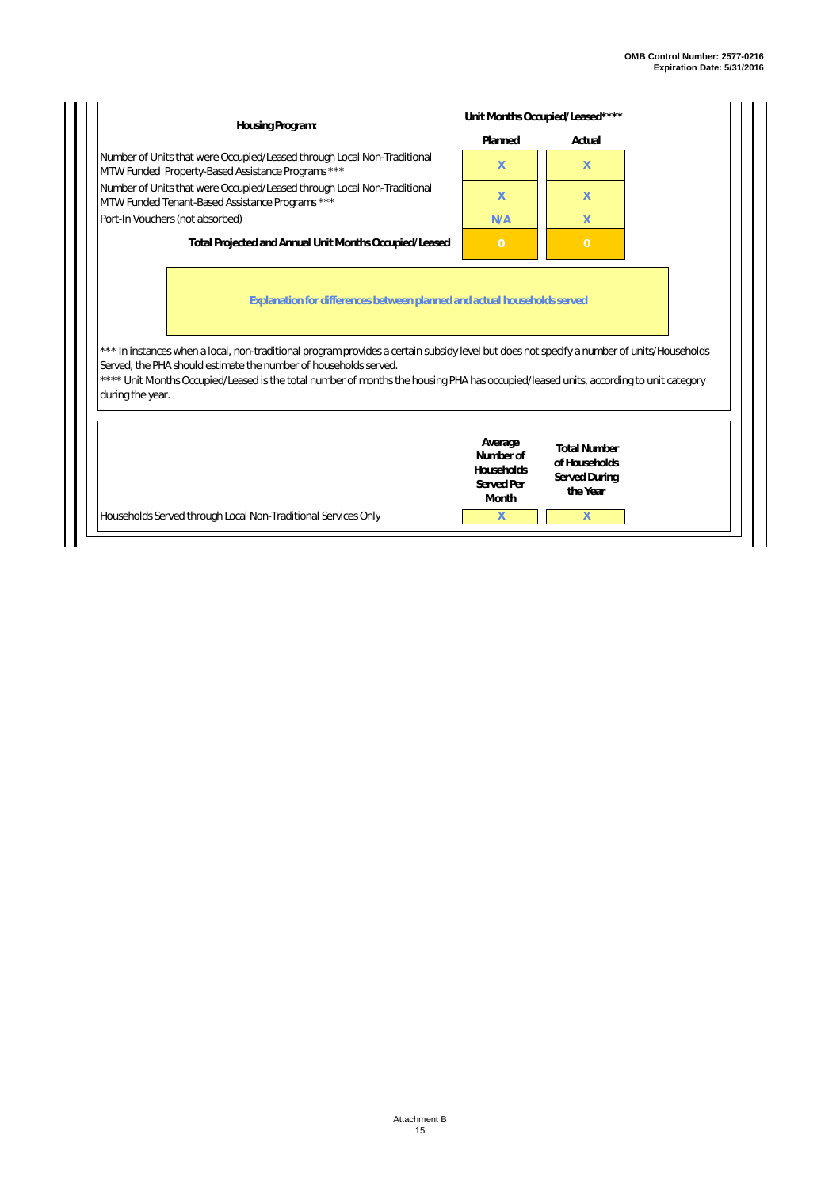| Housing Program: | Unit Months Occupied/Leased**** | |
|---|---|---|
| | Planned | Actual |
| Number of Units that were Occupied/Leased through Local Non-Traditional MTW Funded Property-Based Assistance Programs *** | X | X |
| Number of Units that were Occupied/Leased through Local Non-Traditional MTW Funded Tenant-Based Assistance Programs *** | X | X |
| Port-In Vouchers (not absorbed) | N/A | X |
| **Total Projected and Annual Unit Months Occupied/Leased** | 0 | 0 |

**Explanation for differences between planned and actual households served**

*** In instances when a local, non-traditional program provides a certain subsidy level but does not specify a number of units/Households Served, the PHA should estimate the number of households served.

**** Unit Months Occupied/Leased is the total number of months the housing PHA has occupied/leased units, according to unit category during the year.

| | Average Number of Households Served Per Month | Total Number of Households Served During the Year |
|---|---|---|
| Households Served through Local Non-Traditional Services Only | X | X |

Attachment B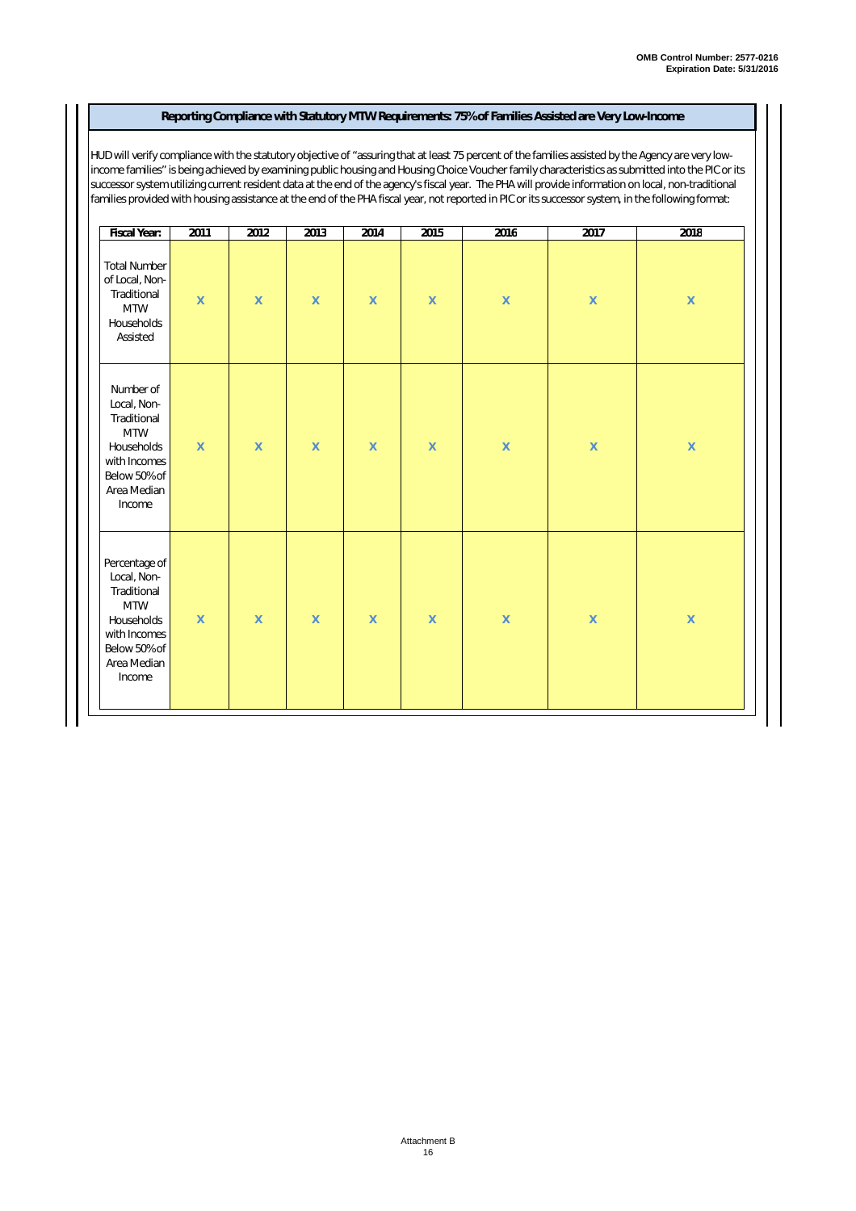**OMB Control Number: 2577-0216**
**Expiration Date: 5/31/2016**

## Reporting Compliance with Statutory MTW Requirements: 75% of Families Assisted are Very Low-Income

HUD will verify compliance with the statutory objective of "assuring that at least 75 percent of the families assisted by the Agency are very low-income families" is being achieved by examining public housing and Housing Choice Voucher family characteristics as submitted into the PIC or its successor system utilizing current resident data at the end of the agency's fiscal year. The PHA will provide information on local, non-traditional families provided with housing assistance at the end of the PHA fiscal year, not reported in PIC or its successor system, in the following format:

| Fiscal Year: | 2011 | 2012 | 2013 | 2014 | 2015 | 2016 | 2017 | 2018 |
|---|---|---|---|---|---|---|---|---|
| Total Number of Local, Non-Traditional MTW Households Assisted | X | X | X | X | X | X | X | X |
| Number of Local, Non-Traditional MTW Households with Incomes Below 50% of Area Median Income | X | X | X | X | X | X | X | X |
| Percentage of Local, Non-Traditional MTW Households with Incomes Below 50% of Area Median Income | X | X | X | X | X | X | X | X |

Attachment B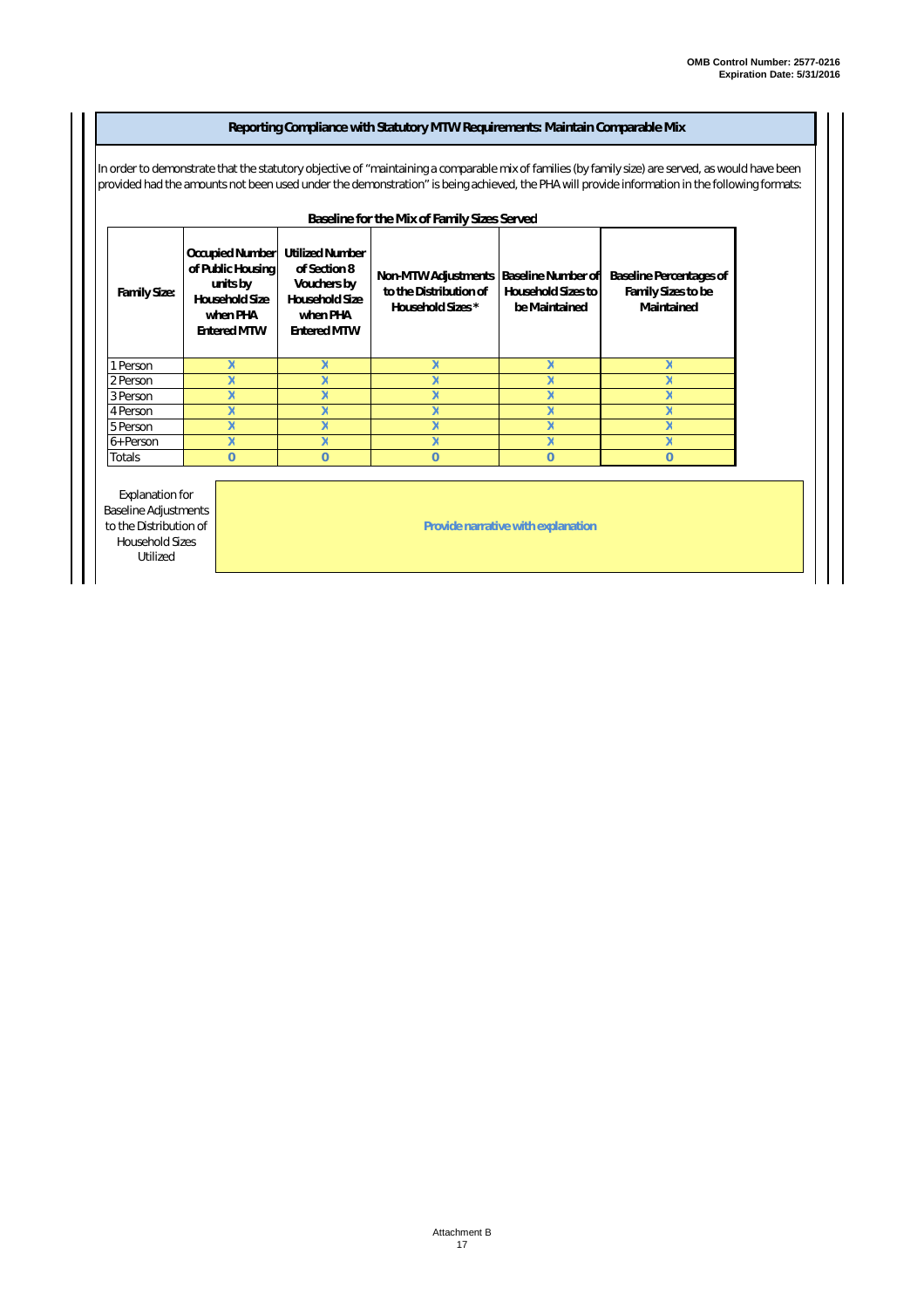## Reporting Compliance with Statutory MTW Requirements: Maintain Comparable Mix

In order to demonstrate that the statutory objective of "maintaining a comparable mix of families (by family size) are served, as would have been provided had the amounts not been used under the demonstration" is being achieved, the PHA will provide information in the following formats:

**Baseline for the Mix of Family Sizes Served**

| Family Size: | Occupied Number of Public Housing units by Household Size when PHA Entered MTW | Utilized Number of Section 8 Vouchers by Household Size when PHA Entered MTW | Non-MTW Adjustments to the Distribution of Household Sizes * | Baseline Number of Household Sizes to be Maintained | Baseline Percentages of Family Sizes to be Maintained |
|---|---|---|---|---|---|
| 1 Person | X | X | X | X | X |
| 2 Person | X | X | X | X | X |
| 3 Person | X | X | X | X | X |
| 4 Person | X | X | X | X | X |
| 5 Person | X | X | X | X | X |
| 6+ Person | X | X | X | X | X |
| Totals | 0 | 0 | 0 | 0 | 0 |

| Explanation for Baseline Adjustments to the Distribution of Household Sizes Utilized | Provide narrative with explanation |
|---|---|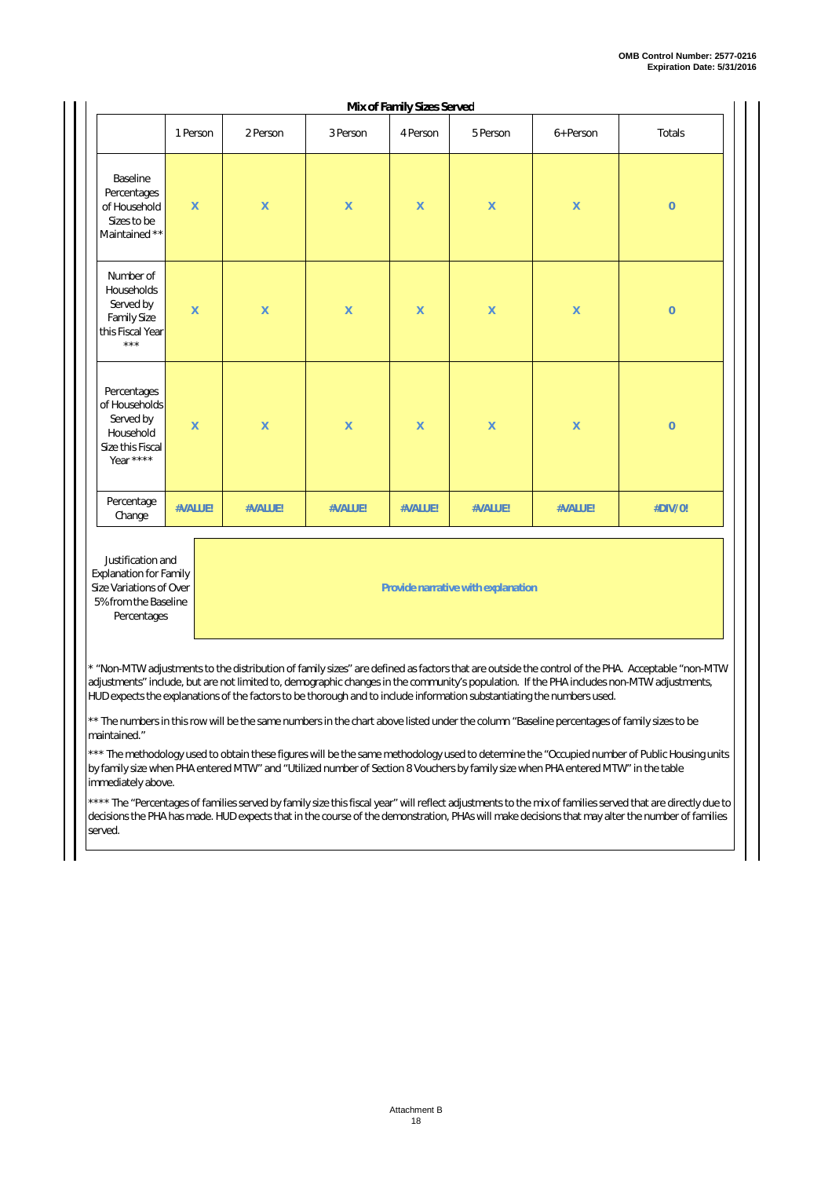**Mix of Family Sizes Served**

| | 1 Person | 2 Person | 3 Person | 4 Person | 5 Person | 6+Person | Totals |
|---|---|---|---|---|---|---|---|
| Baseline Percentages of Household Sizes to be Maintained ** | X | X | X | X | X | X | 0 |
| Number of Households Served by Family Size this Fiscal Year *** | X | X | X | X | X | X | 0 |
| Percentages of Households Served by Household Size this Fiscal Year **** | X | X | X | X | X | X | 0 |
| Percentage Change | #VALUE! | #VALUE! | #VALUE! | #VALUE! | #VALUE! | #VALUE! | #DIV/0! |

| Justification and Explanation for Family Size Variations of Over 5% from the Baseline Percentages | Provide narrative with explanation |
|---|---|

* "Non-MTW adjustments to the distribution of family sizes" are defined as factors that are outside the control of the PHA. Acceptable "non-MTW adjustments" include, but are not limited to, demographic changes in the community's population. If the PHA includes non-MTW adjustments, HUD expects the explanations of the factors to be thorough and to include information substantiating the numbers used.

** The numbers in this row will be the same numbers in the chart above listed under the column "Baseline percentages of family sizes to be maintained."

*** The methodology used to obtain these figures will be the same methodology used to determine the "Occupied number of Public Housing units by family size when PHA entered MTW" and "Utilized number of Section 8 Vouchers by family size when PHA entered MTW" in the table immediately above.

**** The "Percentages of families served by family size this fiscal year" will reflect adjustments to the mix of families served that are directly due to decisions the PHA has made. HUD expects that in the course of the demonstration, PHAs will make decisions that may alter the number of families served.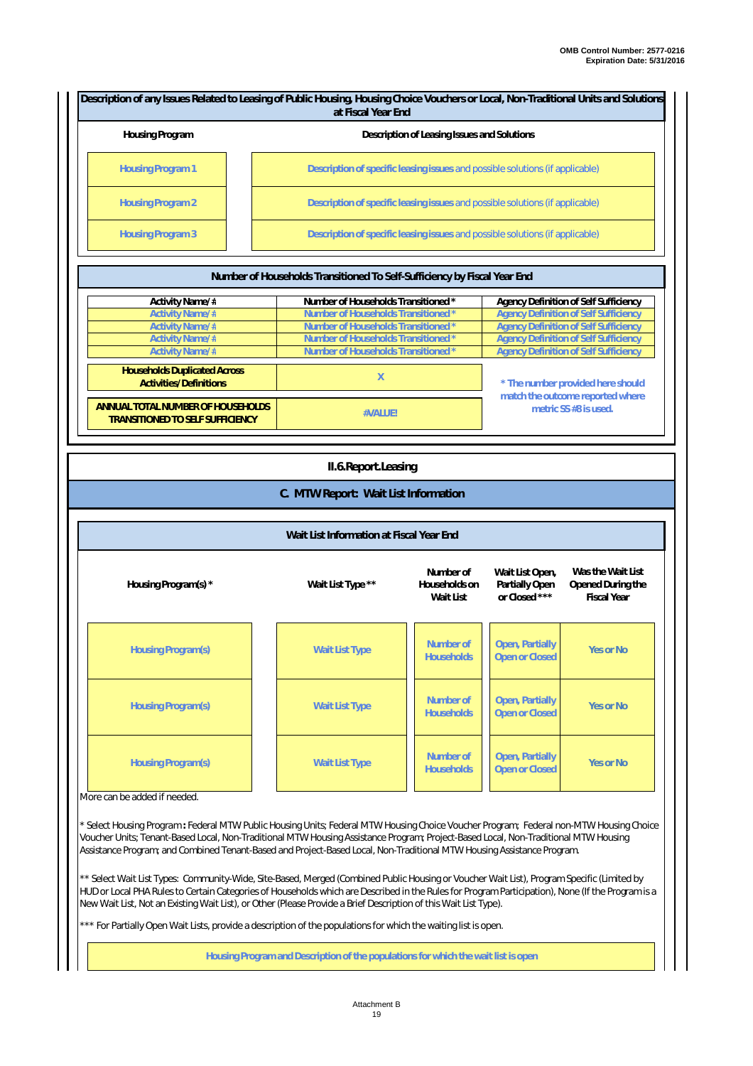OMB Control Number: 2577-0216
Expiration Date: 5/31/2016

### Description of any Issues Related to Leasing of Public Housing, Housing Choice Vouchers or Local, Non-Traditional Units and Solutions at Fiscal Year End

| Housing Program | Description of Leasing Issues and Solutions |
|---|---|
| Housing Program 1 | Description of specific leasing issues and possible solutions (if applicable) |
| Housing Program 2 | Description of specific leasing issues and possible solutions (if applicable) |
| Housing Program 3 | Description of specific leasing issues and possible solutions (if applicable) |

### Number of Households Transitioned To Self-Sufficiency by Fiscal Year End

| Activity Name/# | Number of Households Transitioned * | Agency Definition of Self Sufficiency |
|---|---|---|
| Activity Name/# | Number of Households Transitioned * | Agency Definition of Self Sufficiency |
| Activity Name/# | Number of Households Transitioned * | Agency Definition of Self Sufficiency |
| Activity Name/# | Number of Households Transitioned * | Agency Definition of Self Sufficiency |
| Activity Name/# | Number of Households Transitioned * | Agency Definition of Self Sufficiency |
| Households Duplicated Across Activities/Definitions | X | * The number provided here should match the outcome reported where metric SS #8 is used. |
| ANNUAL TOTAL NUMBER OF HOUSEHOLDS TRANSITIONED TO SELF SUFFICIENCY | #VALUE! | |

## II.6.Report.Leasing

## C. MTW Report: Wait List Information

### Wait List Information at Fiscal Year End

| Housing Program(s) * | Wait List Type ** | Number of Households on Wait List | Wait List Open, Partially Open or Closed *** | Was the Wait List Opened During the Fiscal Year |
|---|---|---|---|---|
| Housing Program(s) | Wait List Type | Number of Households | Open, Partially Open or Closed | Yes or No |
| Housing Program(s) | Wait List Type | Number of Households | Open, Partially Open or Closed | Yes or No |
| Housing Program(s) | Wait List Type | Number of Households | Open, Partially Open or Closed | Yes or No |

More can be added if needed.

* Select Housing Program**:** Federal MTW Public Housing Units; Federal MTW Housing Choice Voucher Program; Federal non-MTW Housing Choice Voucher Units; Tenant-Based Local, Non-Traditional MTW Housing Assistance Program; Project-Based Local, Non-Traditional MTW Housing Assistance Program; and Combined Tenant-Based and Project-Based Local, Non-Traditional MTW Housing Assistance Program.

** Select Wait List Types: Community-Wide, Site-Based, Merged (Combined Public Housing or Voucher Wait List), Program Specific (Limited by HUD or Local PHA Rules to Certain Categories of Households which are Described in the Rules for Program Participation), None (If the Program is a New Wait List, Not an Existing Wait List), or Other (Please Provide a Brief Description of this Wait List Type).

*** For Partially Open Wait Lists, provide a description of the populations for which the waiting list is open.

| Housing Program and Description of the populations for which the wait list is open |
|---|

Attachment B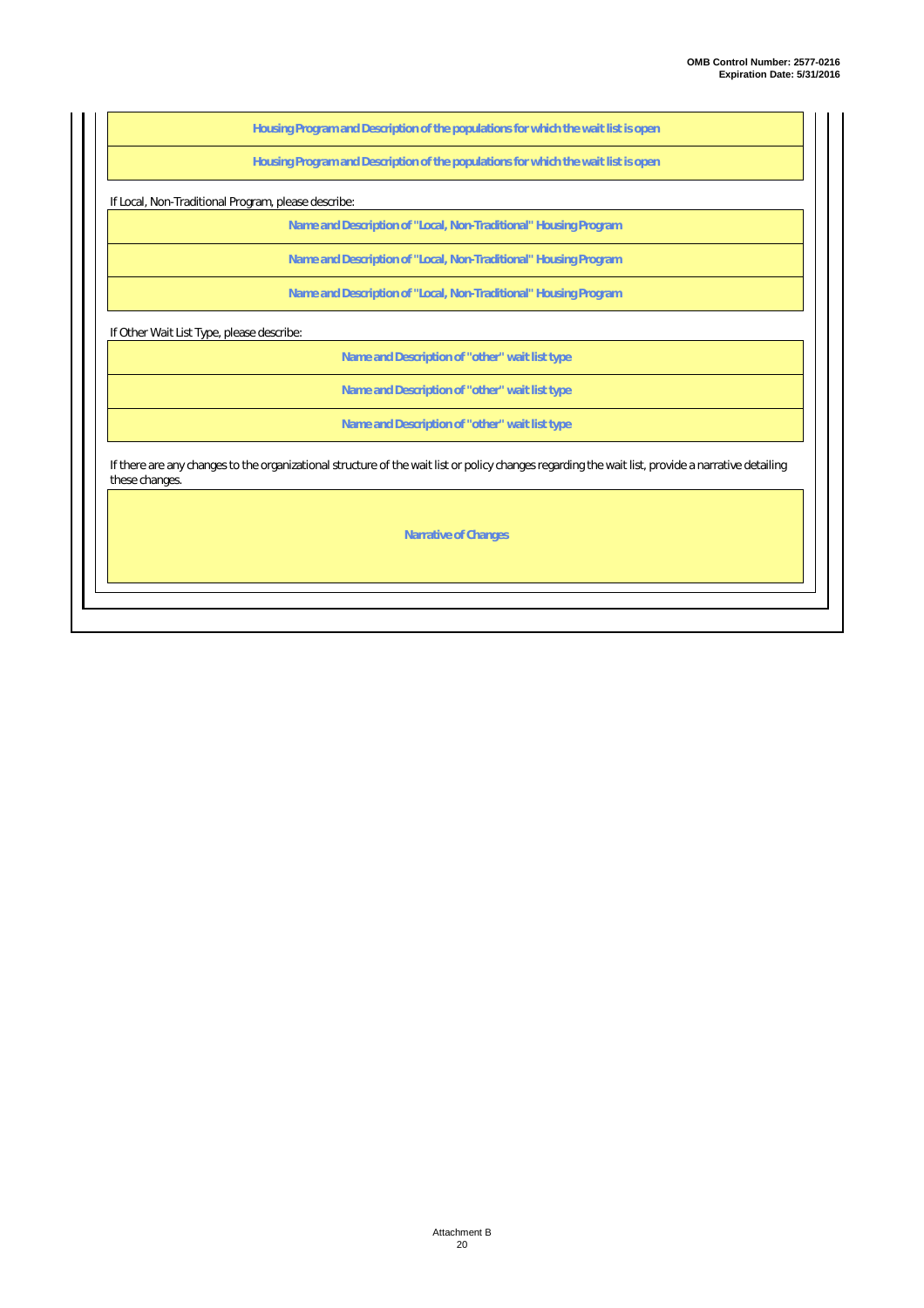| Housing Program and Description of the populations for which the wait list is open |
| --- |
| Housing Program and Description of the populations for which the wait list is open |

If Local, Non-Traditional Program, please describe:

| Name and Description of "Local, Non-Traditional" Housing Program |
| --- |
| Name and Description of "Local, Non-Traditional" Housing Program |
| Name and Description of "Local, Non-Traditional" Housing Program |

If Other Wait List Type, please describe:

| Name and Description of "other" wait list type |
| --- |
| Name and Description of "other" wait list type |
| Name and Description of "other" wait list type |

If there are any changes to the organizational structure of the wait list or policy changes regarding the wait list, provide a narrative detailing these changes.

| Narrative of Changes |
| --- |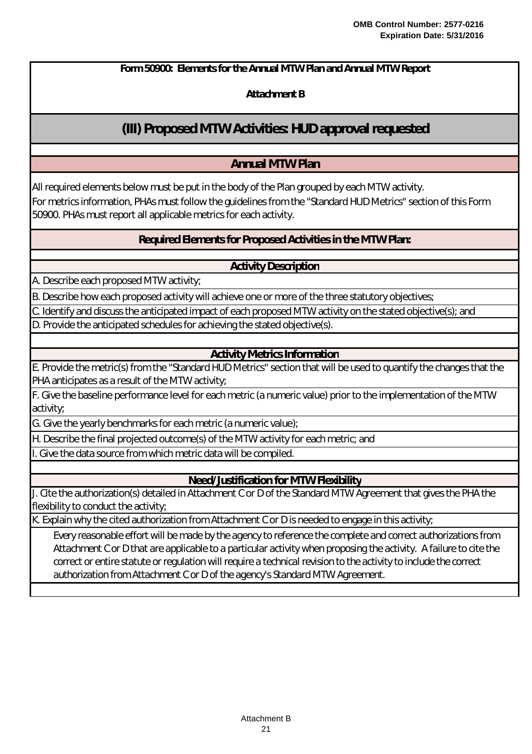**OMB Control Number: 2577-0216**
**Expiration Date: 5/31/2016**

**Form 50900: Elements for the Annual MTW Plan and Annual MTW Report**

**Attachment B**

# (III) Proposed MTW Activities: HUD approval requested

## Annual MTW Plan

All required elements below must be put in the body of the Plan grouped by each MTW activity.
For metrics information, PHAs must follow the guidelines from the "Standard HUD Metrics" section of this Form 50900. PHAs must report all applicable metrics for each activity.

### Required Elements for Proposed Activities in the MTW Plan:

#### Activity Description

A. Describe each proposed MTW activity;

B. Describe how each proposed activity will achieve one or more of the three statutory objectives;

C. Identify and discuss the anticipated impact of each proposed MTW activity on the stated objective(s); and

D. Provide the anticipated schedules for achieving the stated objective(s).

#### Activity Metrics Information

E. Provide the metric(s) from the "Standard HUD Metrics" section that will be used to quantify the changes that the PHA anticipates as a result of the MTW activity;

F. Give the baseline performance level for each metric (a numeric value) prior to the implementation of the MTW activity;

G. Give the yearly benchmarks for each metric (a numeric value);

H. Describe the final projected outcome(s) of the MTW activity for each metric; and

I. Give the data source from which metric data will be compiled.

#### Need/Justification for MTW Flexibility

J. Cite the authorization(s) detailed in Attachment C or D of the Standard MTW Agreement that gives the PHA the flexibility to conduct the activity;

K. Explain why the cited authorization from Attachment C or D is needed to engage in this activity;

Every reasonable effort will be made by the agency to reference the complete and correct authorizations from Attachment C or D that are applicable to a particular activity when proposing the activity. A failure to cite the correct or entire statute or regulation will require a technical revision to the activity to include the correct authorization from Attachment C or D of the agency's Standard MTW Agreement.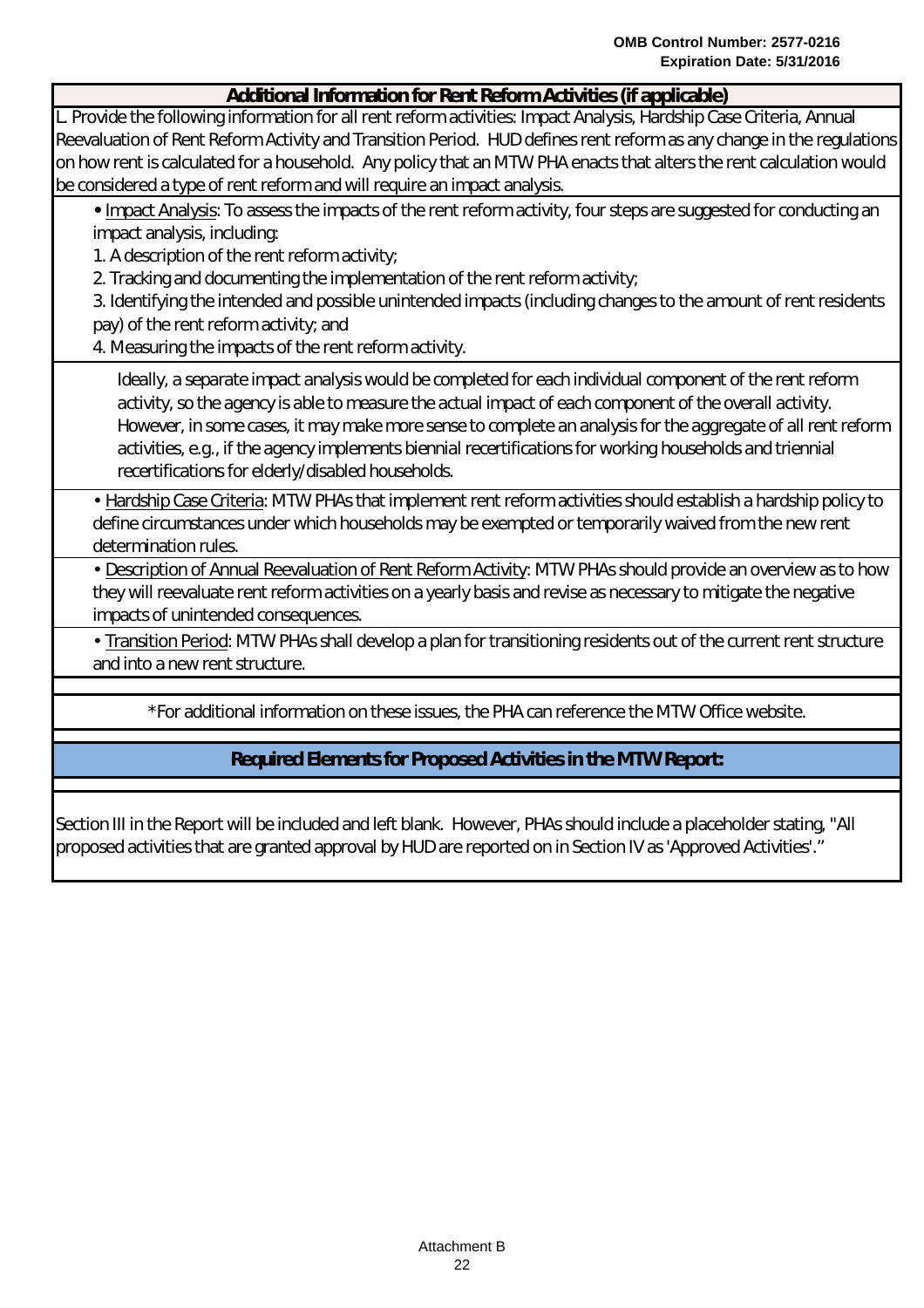OMB Control Number: 2577-0216
Expiration Date: 5/31/2016

## Additional Information for Rent Reform Activities (if applicable)

L. Provide the following information for all rent reform activities: Impact Analysis, Hardship Case Criteria, Annual Reevaluation of Rent Reform Activity and Transition Period. HUD defines rent reform as any change in the regulations on how rent is calculated for a household. Any policy that an MTW PHA enacts that alters the rent calculation would be considered a type of rent reform and will require an impact analysis.

- Impact Analysis: To assess the impacts of the rent reform activity, four steps are suggested for conducting an impact analysis, including:
  1. A description of the rent reform activity;
  2. Tracking and documenting the implementation of the rent reform activity;
  3. Identifying the intended and possible unintended impacts (including changes to the amount of rent residents pay) of the rent reform activity; and
  4. Measuring the impacts of the rent reform activity.

  Ideally, a separate impact analysis would be completed for each individual component of the rent reform activity, so the agency is able to measure the actual impact of each component of the overall activity. However, in some cases, it may make more sense to complete an analysis for the aggregate of all rent reform activities, e.g., if the agency implements biennial recertifications for working households and triennial recertifications for elderly/disabled households.

- Hardship Case Criteria: MTW PHAs that implement rent reform activities should establish a hardship policy to define circumstances under which households may be exempted or temporarily waived from the new rent determination rules.
- Description of Annual Reevaluation of Rent Reform Activity: MTW PHAs should provide an overview as to how they will reevaluate rent reform activities on a yearly basis and revise as necessary to mitigate the negative impacts of unintended consequences.
- Transition Period: MTW PHAs shall develop a plan for transitioning residents out of the current rent structure and into a new rent structure.

*For additional information on these issues, the PHA can reference the MTW Office website.

## Required Elements for Proposed Activities in the MTW Report:

Section III in the Report will be included and left blank. However, PHAs should include a placeholder stating, "All proposed activities that are granted approval by HUD are reported on in Section IV as 'Approved Activities'."

Attachment B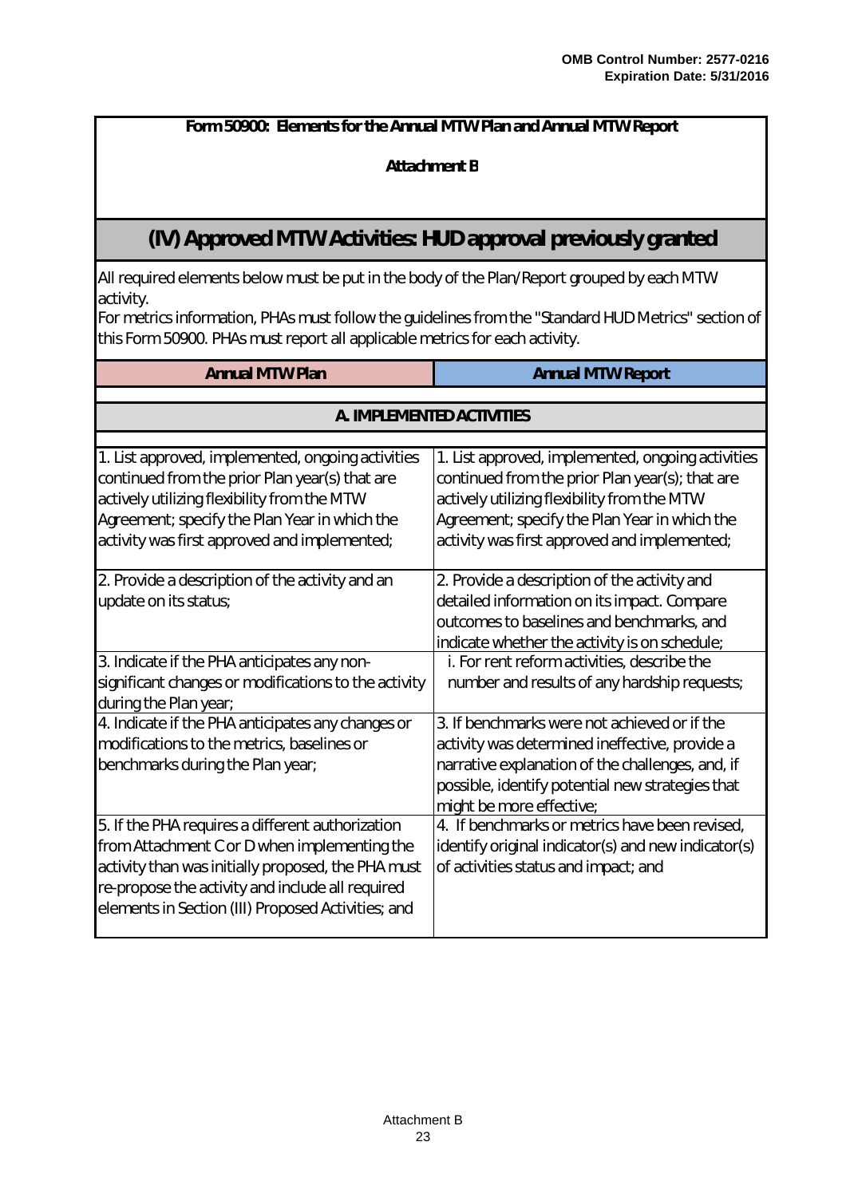OMB Control Number: 2577-0216
Expiration Date: 5/31/2016

**Form 50900: Elements for the Annual MTW Plan and Annual MTW Report**

**Attachment B**

## (IV) Approved MTW Activities: HUD approval previously granted

All required elements below must be put in the body of the Plan/Report grouped by each MTW activity.
For metrics information, PHAs must follow the guidelines from the "Standard HUD Metrics" section of this Form 50900. PHAs must report all applicable metrics for each activity.

| Annual MTW Plan | Annual MTW Report |
|---|---|
| **A. IMPLEMENTED ACTIVITIES** | |
| 1. List approved, implemented, ongoing activities continued from the prior Plan year(s) that are actively utilizing flexibility from the MTW Agreement; specify the Plan Year in which the activity was first approved and implemented; | 1. List approved, implemented, ongoing activities continued from the prior Plan year(s); that are actively utilizing flexibility from the MTW Agreement; specify the Plan Year in which the activity was first approved and implemented; |
| 2. Provide a description of the activity and an update on its status; | 2. Provide a description of the activity and detailed information on its impact. Compare outcomes to baselines and benchmarks, and indicate whether the activity is on schedule; |
| 3. Indicate if the PHA anticipates any non-significant changes or modifications to the activity during the Plan year; | i. For rent reform activities, describe the number and results of any hardship requests; |
| 4. Indicate if the PHA anticipates any changes or modifications to the metrics, baselines or benchmarks during the Plan year; | 3. If benchmarks were not achieved or if the activity was determined ineffective, provide a narrative explanation of the challenges, and, if possible, identify potential new strategies that might be more effective; |
| 5. If the PHA requires a different authorization from Attachment C or D when implementing the activity than was initially proposed, the PHA must re-propose the activity and include all required elements in Section (III) Proposed Activities; and | 4. If benchmarks or metrics have been revised, identify original indicator(s) and new indicator(s) of activities status and impact; and |

Attachment B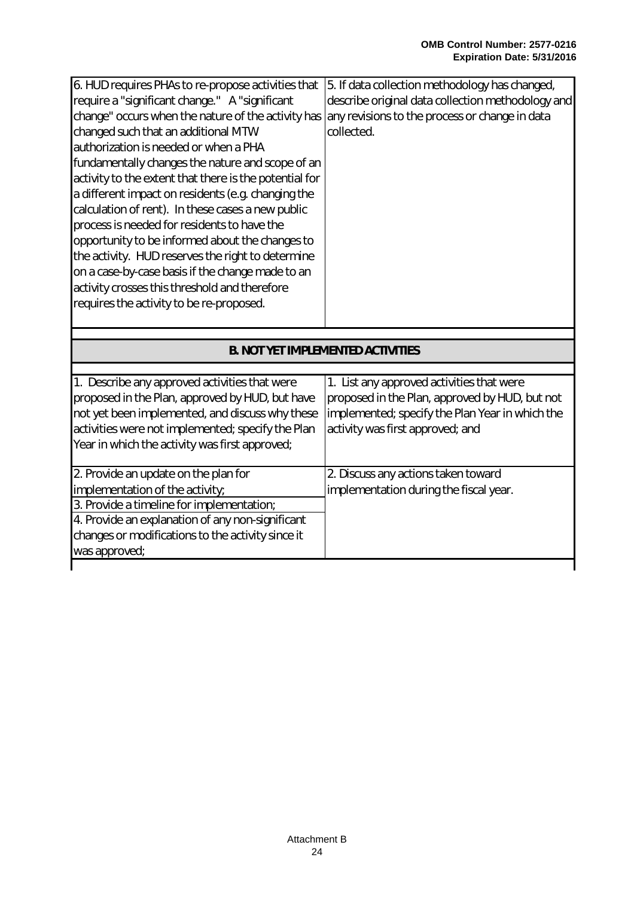| | |
|---|---|
| 6. HUD requires PHAs to re-propose activities that require a "significant change." A "significant change" occurs when the nature of the activity has changed such that an additional MTW authorization is needed or when a PHA fundamentally changes the nature and scope of an activity to the extent that there is the potential for a different impact on residents (e.g. changing the calculation of rent). In these cases a new public process is needed for residents to have the opportunity to be informed about the changes to the activity. HUD reserves the right to determine on a case-by-case basis if the change made to an activity crosses this threshold and therefore requires the activity to be re-proposed. | 5. If data collection methodology has changed, describe original data collection methodology and any revisions to the process or change in data collected. |

**B. NOT YET IMPLEMENTED ACTIVITIES**

| | |
|---|---|
| 1. Describe any approved activities that were proposed in the Plan, approved by HUD, but have not yet been implemented, and discuss why these activities were not implemented; specify the Plan Year in which the activity was first approved; | 1. List any approved activities that were proposed in the Plan, approved by HUD, but not implemented; specify the Plan Year in which the activity was first approved; and |
| 2. Provide an update on the plan for implementation of the activity;<br>3. Provide a timeline for implementation;<br>4. Provide an explanation of any non-significant changes or modifications to the activity since it was approved; | 2. Discuss any actions taken toward implementation during the fiscal year. |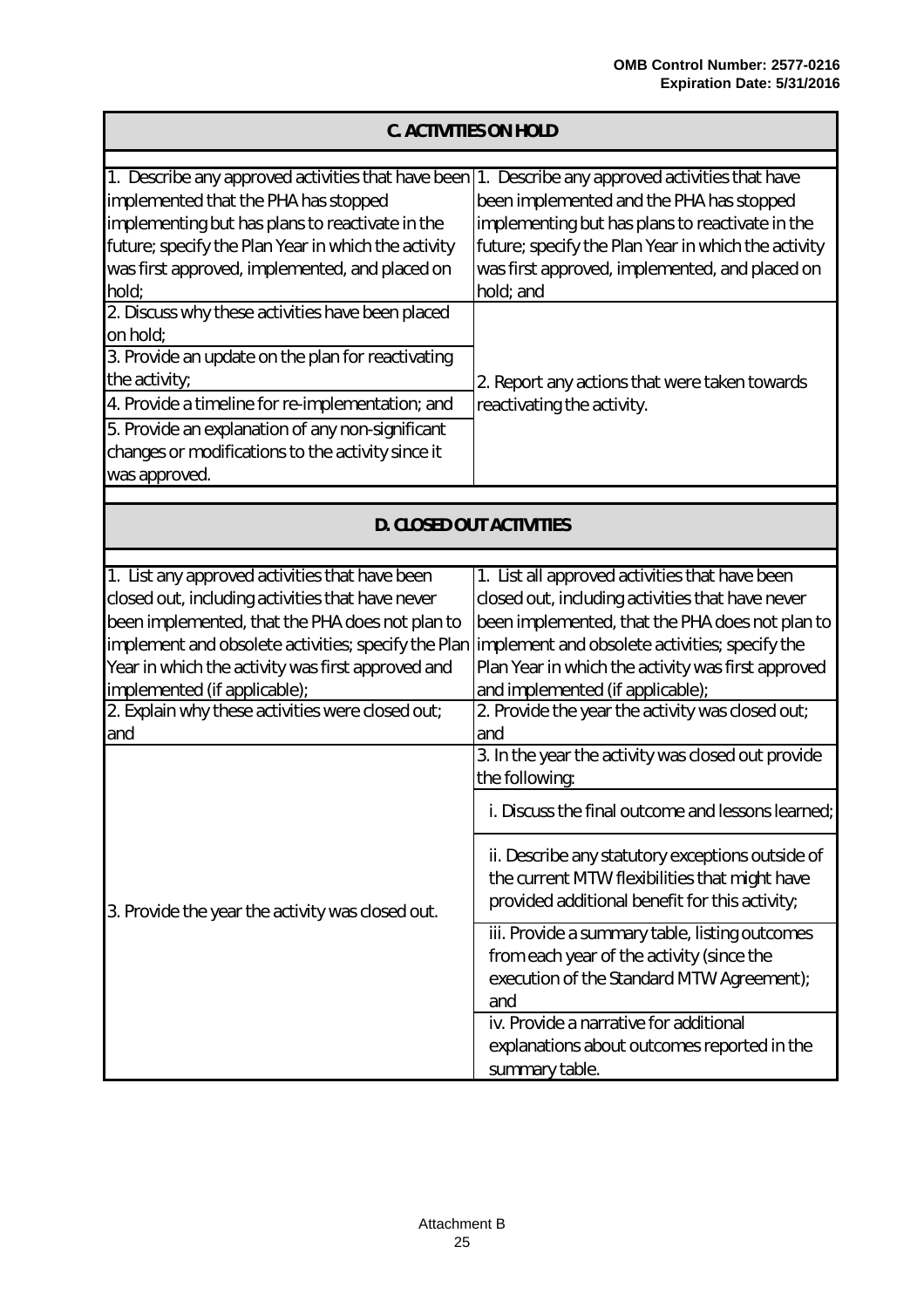OMB Control Number: 2577-0216
Expiration Date: 5/31/2016

| C. ACTIVITIES ON HOLD | |
|---|---|
| 1. Describe any approved activities that have been implemented that the PHA has stopped implementing but has plans to reactivate in the future; specify the Plan Year in which the activity was first approved, implemented, and placed on hold; | 1. Describe any approved activities that have been implemented and the PHA has stopped implementing but has plans to reactivate in the future; specify the Plan Year in which the activity was first approved, implemented, and placed on hold; and |
| 2. Discuss why these activities have been placed on hold;<br>3. Provide an update on the plan for reactivating the activity;<br>4. Provide a timeline for re-implementation; and<br>5. Provide an explanation of any non-significant changes or modifications to the activity since it was approved. | 2. Report any actions that were taken towards reactivating the activity. |

| D. CLOSED OUT ACTIVITIES | |
|---|---|
| 1. List any approved activities that have been closed out, including activities that have never been implemented, that the PHA does not plan to implement and obsolete activities; specify the Plan Year in which the activity was first approved and implemented (if applicable); | 1. List all approved activities that have been closed out, including activities that have never been implemented, that the PHA does not plan to implement and obsolete activities; specify the Plan Year in which the activity was first approved and implemented (if applicable); |
| 2. Explain why these activities were closed out; and | 2. Provide the year the activity was closed out; and |
| 3. Provide the year the activity was closed out. | 3. In the year the activity was closed out provide the following:<br>i. Discuss the final outcome and lessons learned;<br>ii. Describe any statutory exceptions outside of the current MTW flexibilities that might have provided additional benefit for this activity;<br>iii. Provide a summary table, listing outcomes from each year of the activity (since the execution of the Standard MTW Agreement); and<br>iv. Provide a narrative for additional explanations about outcomes reported in the summary table. |

Attachment B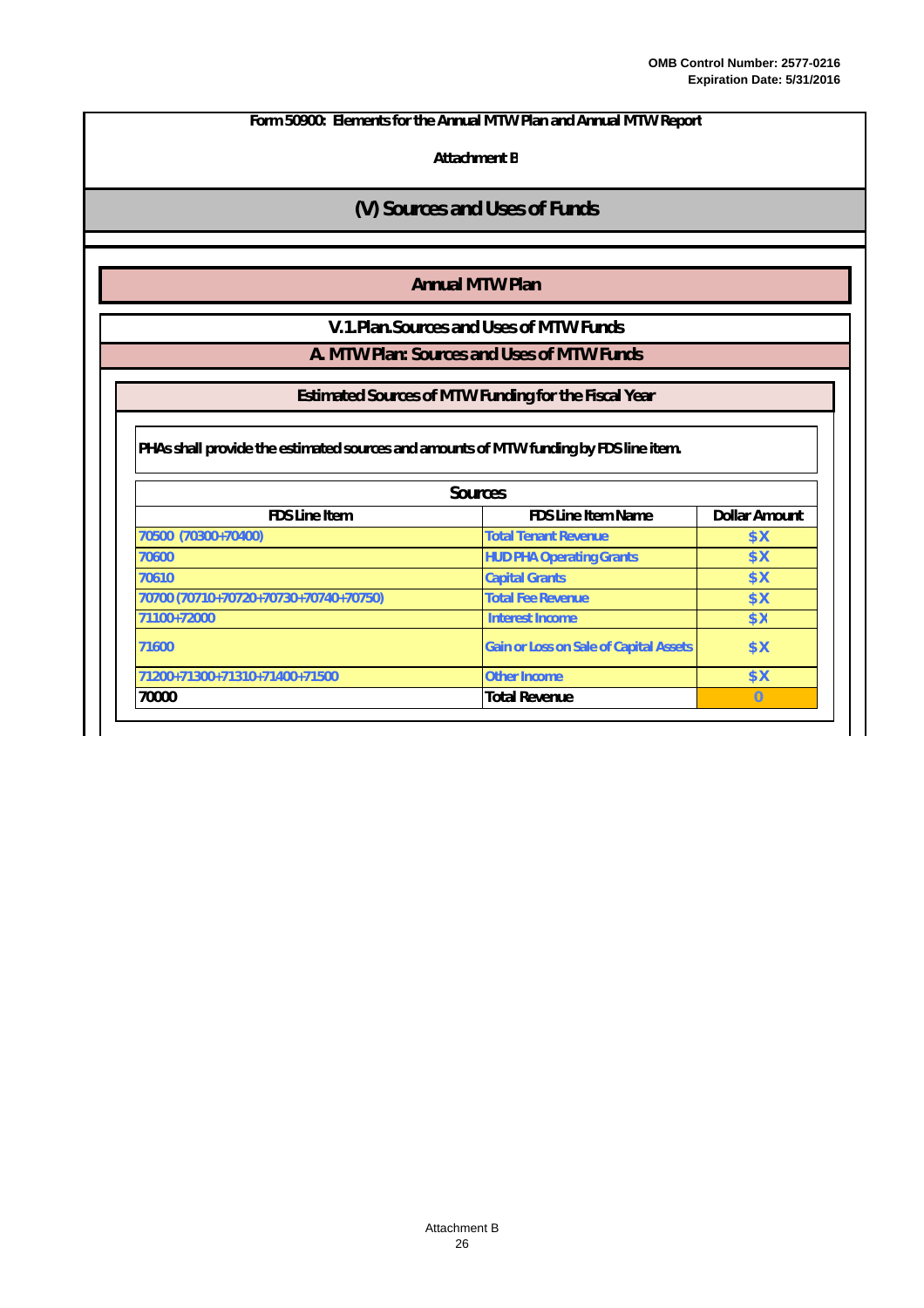**Form 50900: Elements for the Annual MTW Plan and Annual MTW Report**

**Attachment B**

# (V) Sources and Uses of Funds

## Annual MTW Plan

### V.1.Plan.Sources and Uses of MTW Funds

### A. MTW Plan: Sources and Uses of MTW Funds

#### Estimated Sources of MTW Funding for the Fiscal Year

**PHAs shall provide the estimated sources and amounts of MTW funding by FDS line item.**

| Sources | | |
|---|---|---|
| **FDS Line Item** | **FDS Line Item Name** | **Dollar Amount** |
| 70500 (70300+70400) | Total Tenant Revenue | $ X |
| 70600 | HUD PHA Operating Grants | $ X |
| 70610 | Capital Grants | $ X |
| 70700 (70710+70720+70730+70740+70750) | Total Fee Revenue | $ X |
| 71100+72000 | Interest Income | $ X |
| 71600 | Gain or Loss on Sale of Capital Assets | $ X |
| 71200+71300+71310+71400+71500 | Other Income | $ X |
| **70000** | **Total Revenue** | 0 |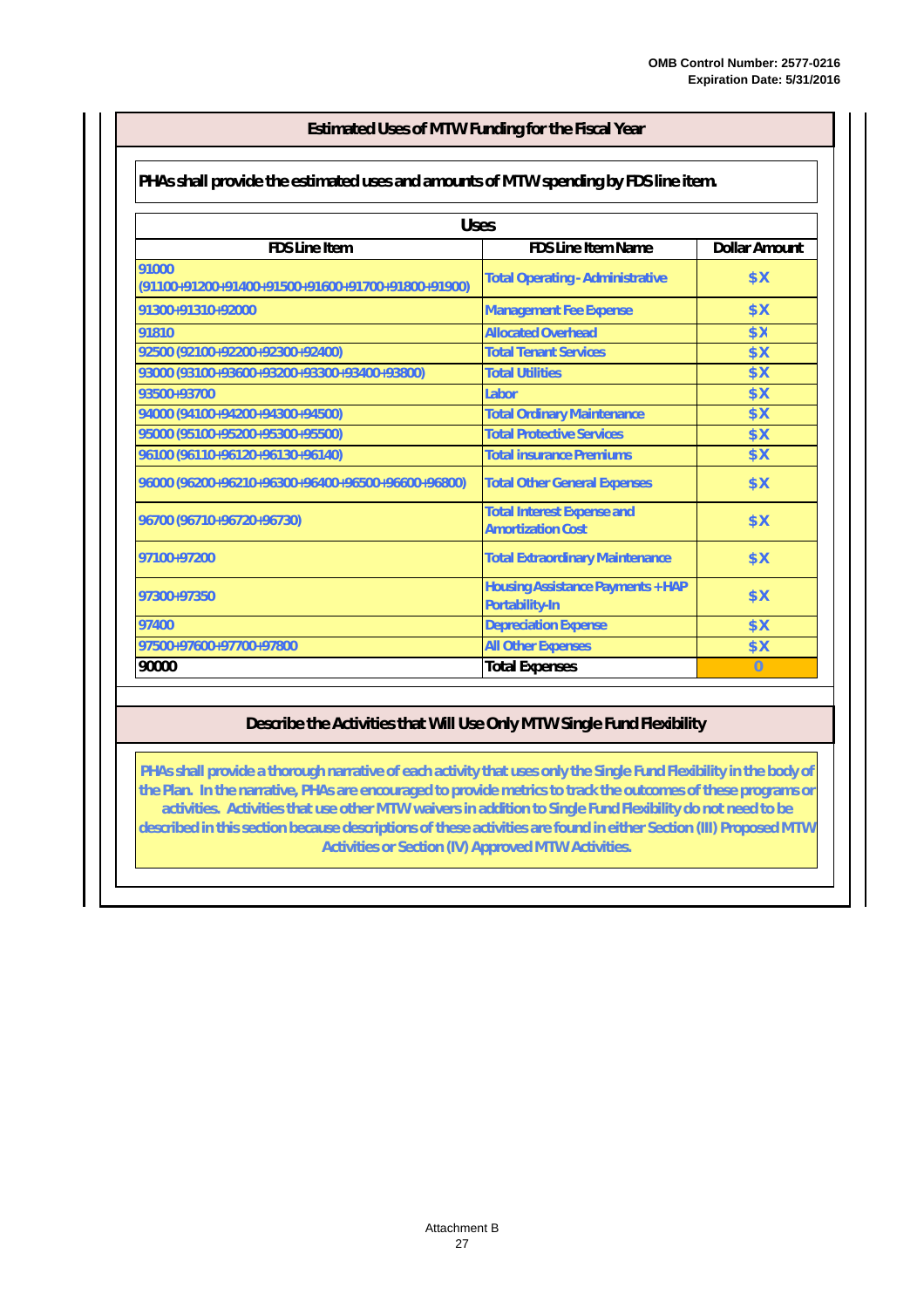## Estimated Uses of MTW Funding for the Fiscal Year

**PHAs shall provide the estimated uses and amounts of MTW spending by FDS line item.**

| Uses | | |
|---|---|---|
| **FDS Line Item** | **FDS Line Item Name** | **Dollar Amount** |
| 91000 (91100+91200+91400+91500+91600+91700+91800+91900) | Total Operating - Administrative | $X |
| 91300+91310+92000 | Management Fee Expense | $X |
| 91810 | Allocated Overhead | $X |
| 92500 (92100+92200+92300+92400) | Total Tenant Services | $X |
| 93000 (93100+93600+93200+93300+93400+93800) | Total Utilities | $X |
| 93500+93700 | Labor | $X |
| 94000 (94100+94200+94300+94500) | Total Ordinary Maintenance | $X |
| 95000 (95100+95200+95300+95500) | Total Protective Services | $X |
| 96100 (96110+96120+96130+96140) | Total insurance Premiums | $X |
| 96000 (96200+96210+96300+96400+96500+96600+96800) | Total Other General Expenses | $X |
| 96700 (96710+96720+96730) | Total Interest Expense and Amortization Cost | $X |
| 97100+97200 | Total Extraordinary Maintenance | $X |
| 97300+97350 | Housing Assistance Payments + HAP Portability-In | $X |
| 97400 | Depreciation Expense | $X |
| 97500+97600+97700+97800 | All Other Expenses | $X |
| 90000 | Total Expenses | 0 |

## Describe the Activities that Will Use Only MTW Single Fund Flexibility

PHAs shall provide a thorough narrative of each activity that uses only the Single Fund Flexibility in the body of the Plan. In the narrative, PHAs are encouraged to provide metrics to track the outcomes of these programs or activities. Activities that use other MTW waivers in addition to Single Fund Flexibility do not need to be described in this section because descriptions of these activities are found in either Section (III) Proposed MTW Activities or Section (IV) Approved MTW Activities.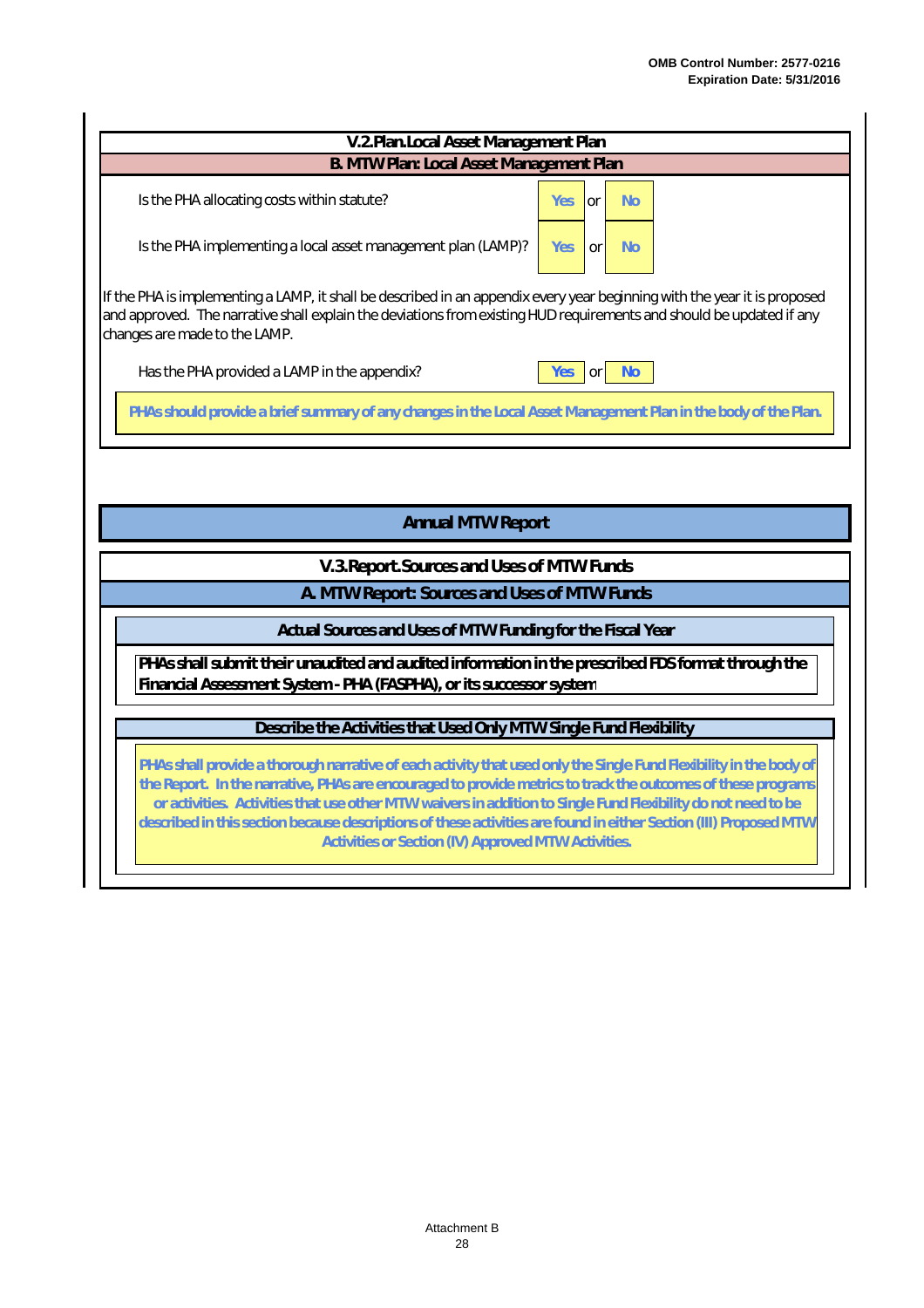## V.2.Plan.Local Asset Management Plan

### B. MTW Plan: Local Asset Management Plan

Is the PHA allocating costs within statute? **Yes** or **No**

Is the PHA implementing a local asset management plan (LAMP)? **Yes** or **No**

If the PHA is implementing a LAMP, it shall be described in an appendix every year beginning with the year it is proposed and approved. The narrative shall explain the deviations from existing HUD requirements and should be updated if any changes are made to the LAMP.

Has the PHA provided a LAMP in the appendix? **Yes** or **No**

**PHAs should provide a brief summary of any changes in the Local Asset Management Plan in the body of the Plan.**

## Annual MTW Report

## V.3.Report.Sources and Uses of MTW Funds

### A. MTW Report: Sources and Uses of MTW Funds

#### Actual Sources and Uses of MTW Funding for the Fiscal Year

**PHAs shall submit their unaudited and audited information in the prescribed FDS format through the Financial Assessment System - PHA (FASPHA), or its successor system**

#### Describe the Activities that Used Only MTW Single Fund Flexibility

**PHAs shall provide a thorough narrative of each activity that used only the Single Fund Flexibility in the body of the Report. In the narrative, PHAs are encouraged to provide metrics to track the outcomes of these programs or activities. Activities that use other MTW waivers in addition to Single Fund Flexibility do not need to be described in this section because descriptions of these activities are found in either Section (III) Proposed MTW Activities or Section (IV) Approved MTW Activities.**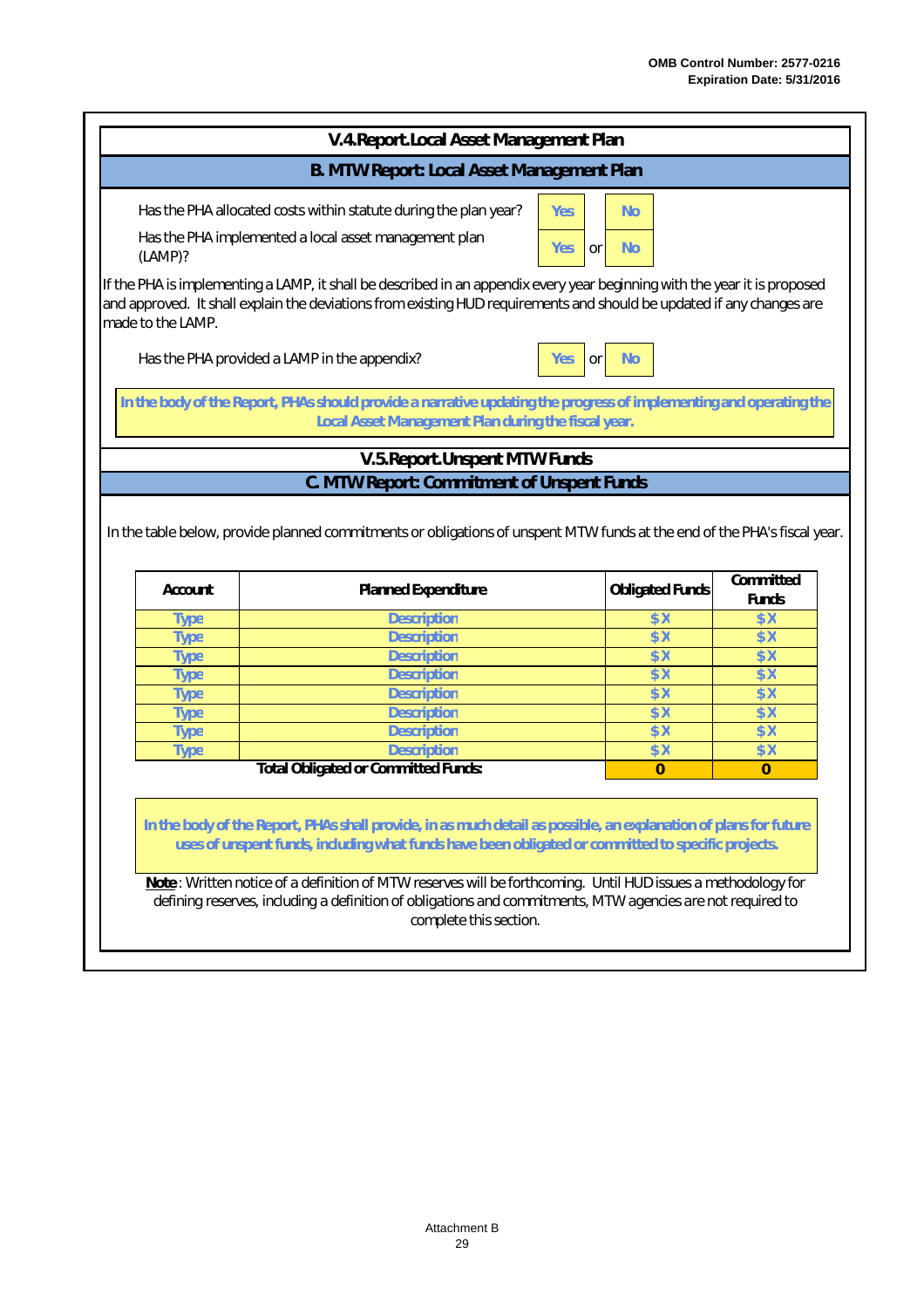## V.4.Report.Local Asset Management Plan

### B. MTW Report: Local Asset Management Plan

Has the PHA allocated costs within statute during the plan year? **Yes** **No**

Has the PHA implemented a local asset management plan (LAMP)? **Yes** or **No**

If the PHA is implementing a LAMP, it shall be described in an appendix every year beginning with the year it is proposed and approved. It shall explain the deviations from existing HUD requirements and should be updated if any changes are made to the LAMP.

Has the PHA provided a LAMP in the appendix? **Yes** or **No**

**In the body of the Report, PHAs should provide a narrative updating the progress of implementing and operating the Local Asset Management Plan during the fiscal year.**

## V.5.Report.Unspent MTW Funds

### C. MTW Report: Commitment of Unspent Funds

In the table below, provide planned commitments or obligations of unspent MTW funds at the end of the PHA's fiscal year.

| Account | Planned Expenditure | Obligated Funds | Committed Funds |
|---|---|---|---|
| Type | Description | $ X | $ X |
| Type | Description | $ X | $ X |
| Type | Description | $ X | $ X |
| Type | Description | $ X | $ X |
| Type | Description | $ X | $ X |
| Type | Description | $ X | $ X |
| Type | Description | $ X | $ X |
| Type | Description | $ X | $ X |
| | **Total Obligated or Committed Funds:** | **0** | **0** |

**In the body of the Report, PHAs shall provide, in as much detail as possible, an explanation of plans for future uses of unspent funds, including what funds have been obligated or committed to specific projects.**

**Note**: Written notice of a definition of MTW reserves will be forthcoming. Until HUD issues a methodology for defining reserves, including a definition of obligations and commitments, MTW agencies are not required to complete this section.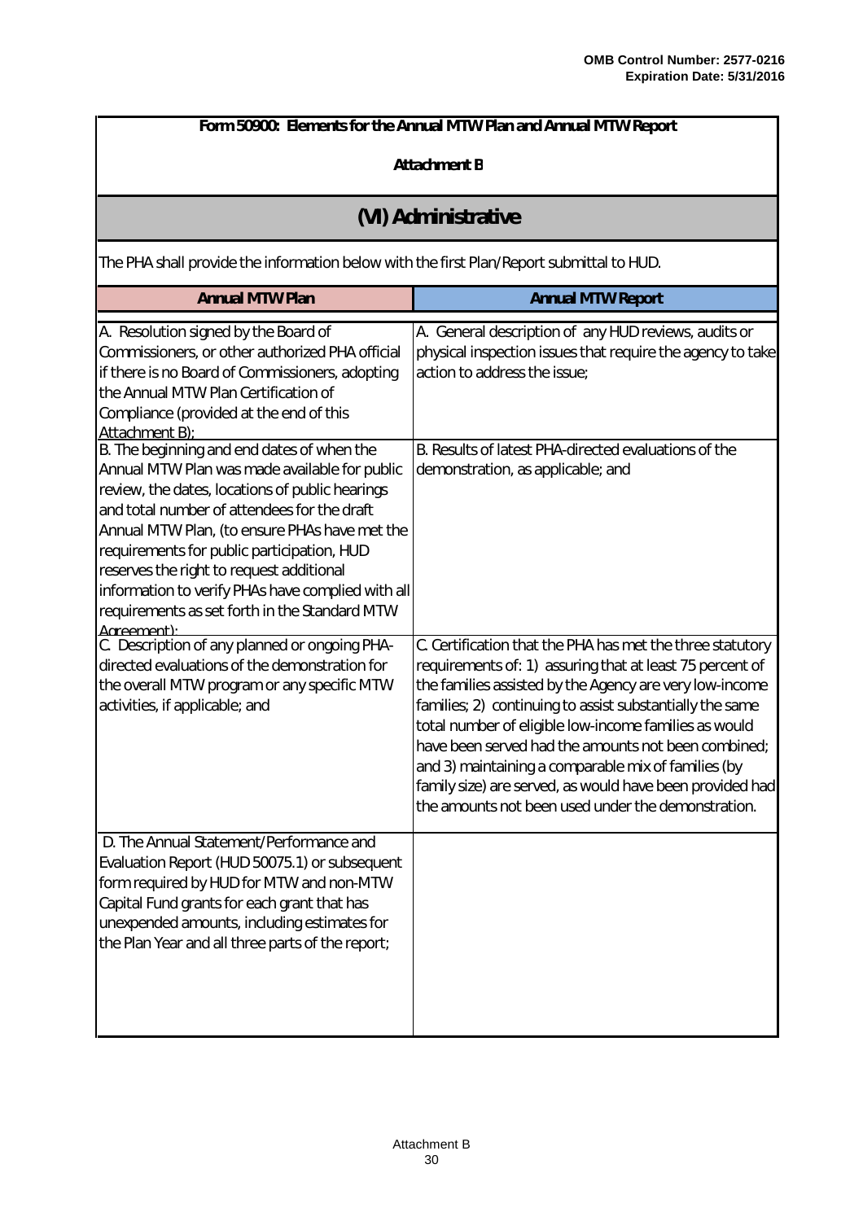OMB Control Number: 2577-0216
Expiration Date: 5/31/2016

**Form 50900: Elements for the Annual MTW Plan and Annual MTW Report**

**Attachment B**

## (VI) Administrative

The PHA shall provide the information below with the first Plan/Report submittal to HUD.

| Annual MTW Plan | Annual MTW Report |
|---|---|
| A. Resolution signed by the Board of Commissioners, or other authorized PHA official if there is no Board of Commissioners, adopting the Annual MTW Plan Certification of Compliance (provided at the end of this Attachment B); | A. General description of any HUD reviews, audits or physical inspection issues that require the agency to take action to address the issue; |
| B. The beginning and end dates of when the Annual MTW Plan was made available for public review, the dates, locations of public hearings and total number of attendees for the draft Annual MTW Plan, (to ensure PHAs have met the requirements for public participation, HUD reserves the right to request additional information to verify PHAs have complied with all requirements as set forth in the Standard MTW Agreement); | B. Results of latest PHA-directed evaluations of the demonstration, as applicable; and |
| C. Description of any planned or ongoing PHA-directed evaluations of the demonstration for the overall MTW program or any specific MTW activities, if applicable; and | C. Certification that the PHA has met the three statutory requirements of: 1) assuring that at least 75 percent of the families assisted by the Agency are very low-income families; 2) continuing to assist substantially the same total number of eligible low-income families as would have been served had the amounts not been combined; and 3) maintaining a comparable mix of families (by family size) are served, as would have been provided had the amounts not been used under the demonstration. |
| D. The Annual Statement/Performance and Evaluation Report (HUD 50075.1) or subsequent form required by HUD for MTW and non-MTW Capital Fund grants for each grant that has unexpended amounts, including estimates for the Plan Year and all three parts of the report; | |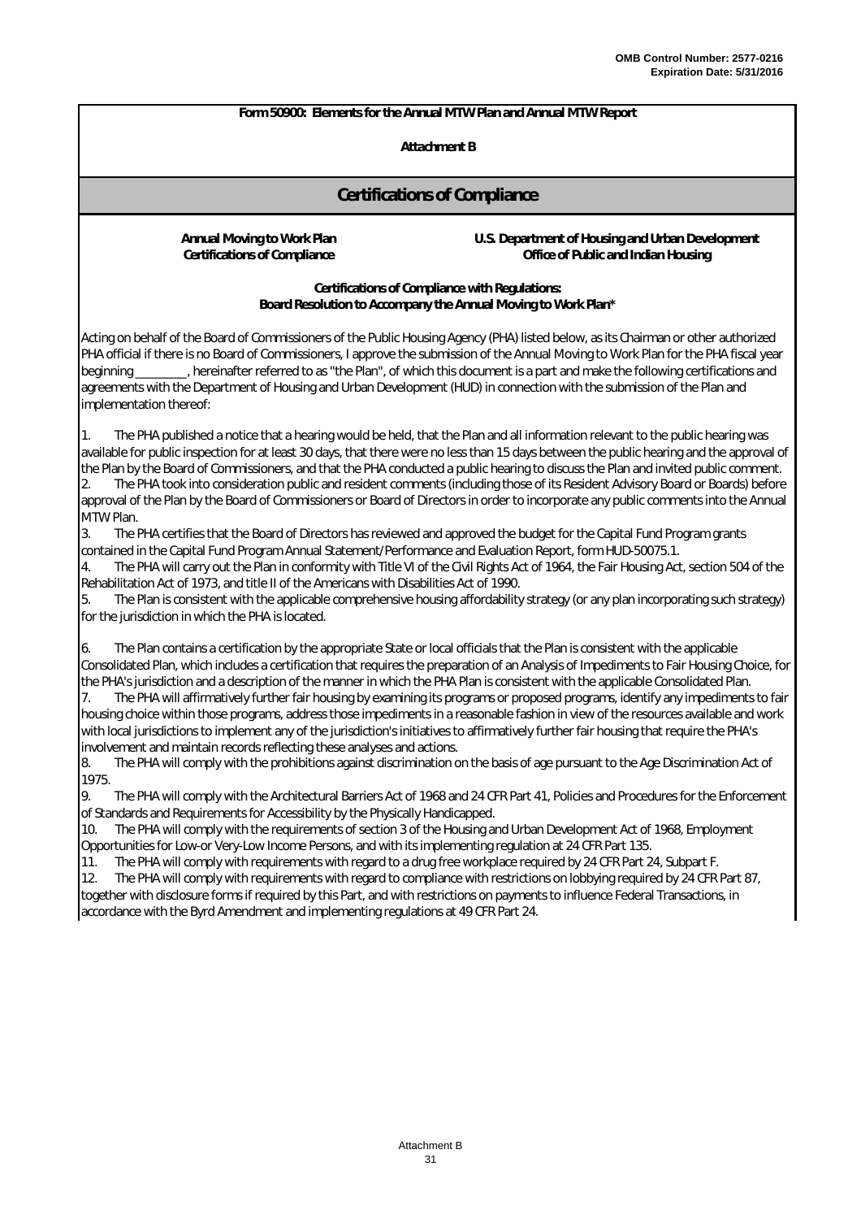OMB Control Number: 2577-0216
Expiration Date: 5/31/2016

**Form 50900: Elements for the Annual MTW Plan and Annual MTW Report**

**Attachment B**

## Certifications of Compliance

**Annual Moving to Work Plan**
**Certifications of Compliance**

**U.S. Department of Housing and Urban Development**
**Office of Public and Indian Housing**

**Certifications of Compliance with Regulations:**
**Board Resolution to Accompany the Annual Moving to Work Plan***

Acting on behalf of the Board of Commissioners of the Public Housing Agency (PHA) listed below, as its Chairman or other authorized PHA official if there is no Board of Commissioners, I approve the submission of the Annual Moving to Work Plan for the PHA fiscal year beginning ________, hereinafter referred to as "the Plan", of which this document is a part and make the following certifications and agreements with the Department of Housing and Urban Development (HUD) in connection with the submission of the Plan and implementation thereof:

1. The PHA published a notice that a hearing would be held, that the Plan and all information relevant to the public hearing was available for public inspection for at least 30 days, that there were no less than 15 days between the public hearing and the approval of the Plan by the Board of Commissioners, and that the PHA conducted a public hearing to discuss the Plan and invited public comment.
2. The PHA took into consideration public and resident comments (including those of its Resident Advisory Board or Boards) before approval of the Plan by the Board of Commissioners or Board of Directors in order to incorporate any public comments into the Annual MTW Plan.
3. The PHA certifies that the Board of Directors has reviewed and approved the budget for the Capital Fund Program grants contained in the Capital Fund Program Annual Statement/Performance and Evaluation Report, form HUD-50075.1.
4. The PHA will carry out the Plan in conformity with Title VI of the Civil Rights Act of 1964, the Fair Housing Act, section 504 of the Rehabilitation Act of 1973, and title II of the Americans with Disabilities Act of 1990.
5. The Plan is consistent with the applicable comprehensive housing affordability strategy (or any plan incorporating such strategy) for the jurisdiction in which the PHA is located.
6. The Plan contains a certification by the appropriate State or local officials that the Plan is consistent with the applicable Consolidated Plan, which includes a certification that requires the preparation of an Analysis of Impediments to Fair Housing Choice, for the PHA's jurisdiction and a description of the manner in which the PHA Plan is consistent with the applicable Consolidated Plan.
7. The PHA will affirmatively further fair housing by examining its programs or proposed programs, identify any impediments to fair housing choice within those programs, address those impediments in a reasonable fashion in view of the resources available and work with local jurisdictions to implement any of the jurisdiction's initiatives to affirmatively further fair housing that require the PHA's involvement and maintain records reflecting these analyses and actions.
8. The PHA will comply with the prohibitions against discrimination on the basis of age pursuant to the Age Discrimination Act of 1975.
9. The PHA will comply with the Architectural Barriers Act of 1968 and 24 CFR Part 41, Policies and Procedures for the Enforcement of Standards and Requirements for Accessibility by the Physically Handicapped.
10. The PHA will comply with the requirements of section 3 of the Housing and Urban Development Act of 1968, Employment Opportunities for Low-or Very-Low Income Persons, and with its implementing regulation at 24 CFR Part 135.
11. The PHA will comply with requirements with regard to a drug free workplace required by 24 CFR Part 24, Subpart F.
12. The PHA will comply with requirements with regard to compliance with restrictions on lobbying required by 24 CFR Part 87, together with disclosure forms if required by this Part, and with restrictions on payments to influence Federal Transactions, in accordance with the Byrd Amendment and implementing regulations at 49 CFR Part 24.

Attachment B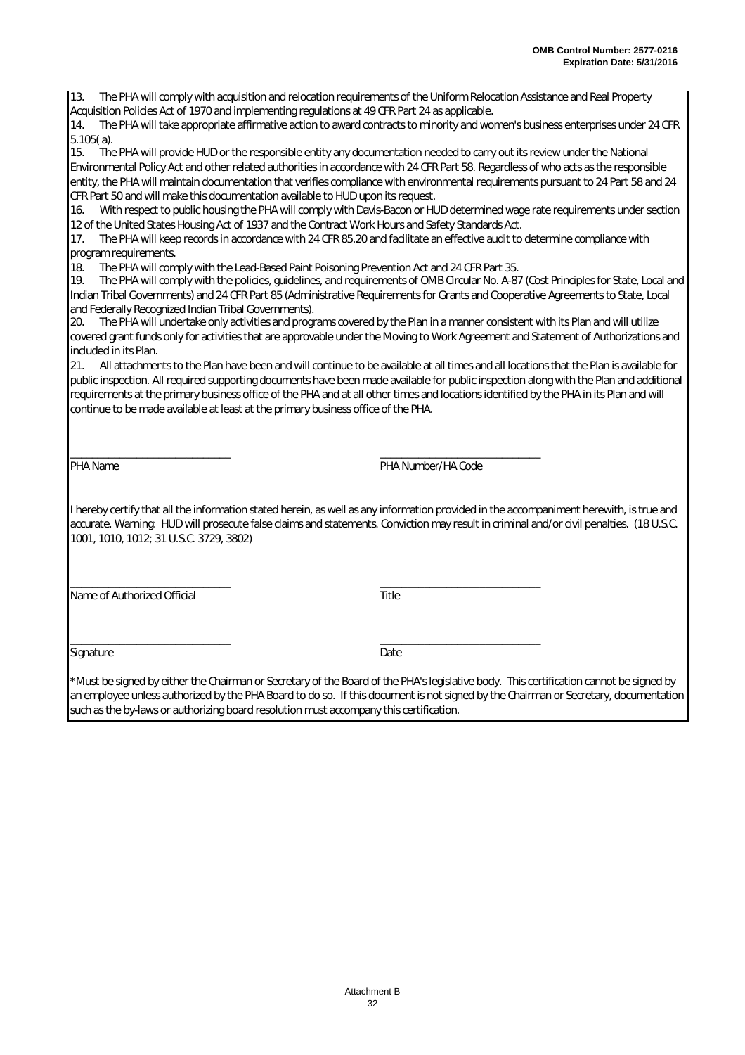**OMB Control Number: 2577-0216**
**Expiration Date: 5/31/2016**

13. The PHA will comply with acquisition and relocation requirements of the Uniform Relocation Assistance and Real Property Acquisition Policies Act of 1970 and implementing regulations at 49 CFR Part 24 as applicable.

14. The PHA will take appropriate affirmative action to award contracts to minority and women's business enterprises under 24 CFR 5.105( a).

15. The PHA will provide HUD or the responsible entity any documentation needed to carry out its review under the National Environmental Policy Act and other related authorities in accordance with 24 CFR Part 58. Regardless of who acts as the responsible entity, the PHA will maintain documentation that verifies compliance with environmental requirements pursuant to 24 Part 58 and 24 CFR Part 50 and will make this documentation available to HUD upon its request.

16. With respect to public housing the PHA will comply with Davis-Bacon or HUD determined wage rate requirements under section 12 of the United States Housing Act of 1937 and the Contract Work Hours and Safety Standards Act.

17. The PHA will keep records in accordance with 24 CFR 85.20 and facilitate an effective audit to determine compliance with program requirements.

18. The PHA will comply with the Lead-Based Paint Poisoning Prevention Act and 24 CFR Part 35.

19. The PHA will comply with the policies, guidelines, and requirements of OMB Circular No. A-87 (Cost Principles for State, Local and Indian Tribal Governments) and 24 CFR Part 85 (Administrative Requirements for Grants and Cooperative Agreements to State, Local and Federally Recognized Indian Tribal Governments).

20. The PHA will undertake only activities and programs covered by the Plan in a manner consistent with its Plan and will utilize covered grant funds only for activities that are approvable under the Moving to Work Agreement and Statement of Authorizations and included in its Plan.

21. All attachments to the Plan have been and will continue to be available at all times and all locations that the Plan is available for public inspection. All required supporting documents have been made available for public inspection along with the Plan and additional requirements at the primary business office of the PHA and at all other times and locations identified by the PHA in its Plan and will continue to be made available at least at the primary business office of the PHA.

______________________________ ______________________________
PHA Name PHA Number/HA Code

I hereby certify that all the information stated herein, as well as any information provided in the accompaniment herewith, is true and accurate. Warning: HUD will prosecute false claims and statements. Conviction may result in criminal and/or civil penalties. (18 U.S.C. 1001, 1010, 1012; 31 U.S.C. 3729, 3802)

______________________________ ______________________________
Name of Authorized Official Title

______________________________ ______________________________
Signature Date

*Must be signed by either the Chairman or Secretary of the Board of the PHA's legislative body. This certification cannot be signed by an employee unless authorized by the PHA Board to do so. If this document is not signed by the Chairman or Secretary, documentation such as the by-laws or authorizing board resolution must accompany this certification.

Attachment B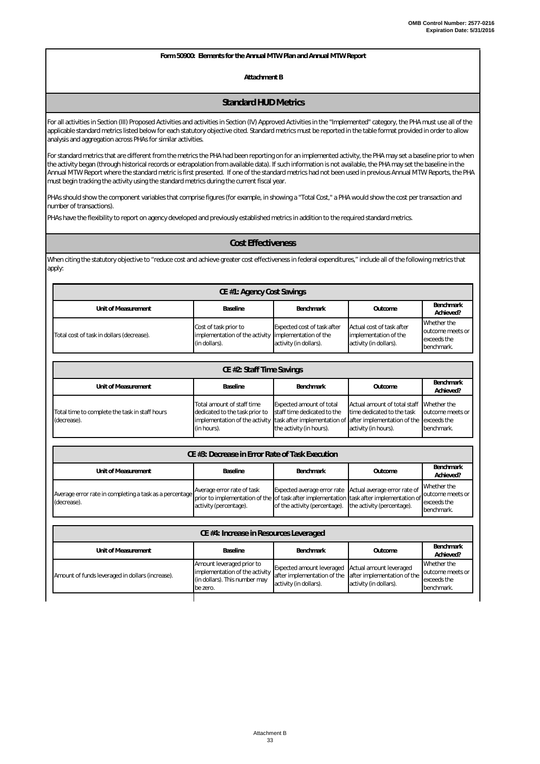**Form 50900: Elements for the Annual MTW Plan and Annual MTW Report**

**Attachment B**

## Standard HUD Metrics

For all activities in Section (III) Proposed Activities and activities in Section (IV) Approved Activities in the "Implemented" category, the PHA must use all of the applicable standard metrics listed below for each statutory objective cited. Standard metrics must be reported in the table format provided in order to allow analysis and aggregation across PHAs for similar activities.

For standard metrics that are different from the metrics the PHA had been reporting on for an implemented activity, the PHA may set a baseline prior to when the activity began (through historical records or extrapolation from available data). If such information is not available, the PHA may set the baseline in the Annual MTW Report where the standard metric is first presented. If one of the standard metrics had not been used in previous Annual MTW Reports, the PHA must begin tracking the activity using the standard metrics during the current fiscal year.

PHAs should show the component variables that comprise figures (for example, in showing a "Total Cost," a PHA would show the cost per transaction and number of transactions).

PHAs have the flexibility to report on agency developed and previously established metrics in addition to the required standard metrics.

## Cost Effectiveness

When citing the statutory objective to "reduce cost and achieve greater cost effectiveness in federal expenditures," include all of the following metrics that apply:

**CE #1: Agency Cost Savings**

| Unit of Measurement | Baseline | Benchmark | Outcome | Benchmark Achieved? |
|---|---|---|---|---|
| Total cost of task in dollars (decrease). | Cost of task prior to implementation of the activity (in dollars). | Expected cost of task after implementation of the activity (in dollars). | Actual cost of task after implementation of the activity (in dollars). | Whether the outcome meets or exceeds the benchmark. |

**CE #2: Staff Time Savings**

| Unit of Measurement | Baseline | Benchmark | Outcome | Benchmark Achieved? |
|---|---|---|---|---|
| Total time to complete the task in staff hours (decrease). | Total amount of staff time dedicated to the task prior to implementation of the activity (in hours). | Expected amount of total staff time dedicated to the task after implementation of the activity (in hours). | Actual amount of total staff time dedicated to the task after implementation of the activity (in hours). | Whether the outcome meets or exceeds the benchmark. |

**CE #3: Decrease in Error Rate of Task Execution**

| Unit of Measurement | Baseline | Benchmark | Outcome | Benchmark Achieved? |
|---|---|---|---|---|
| Average error rate in completing a task as a percentage (decrease). | Average error rate of task prior to implementation of the activity (percentage). | Expected average error rate of task after implementation of the activity (percentage). | Actual average error rate of task after implementation of the activity (percentage). | Whether the outcome meets or exceeds the benchmark. |

**CE #4: Increase in Resources Leveraged**

| Unit of Measurement | Baseline | Benchmark | Outcome | Benchmark Achieved? |
|---|---|---|---|---|
| Amount of funds leveraged in dollars (increase). | Amount leveraged prior to implementation of the activity (in dollars). This number may be zero. | Expected amount leveraged after implementation of the activity (in dollars). | Actual amount leveraged after implementation of the activity (in dollars). | Whether the outcome meets or exceeds the benchmark. |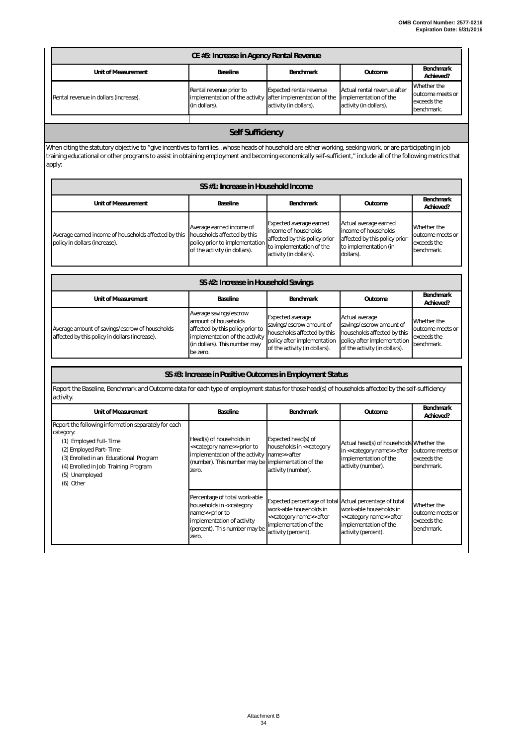| CE #5: Increase in Agency Rental Revenue | | | | |
|---|---|---|---|---|
| **Unit of Measurement** | **Baseline** | **Benchmark** | **Outcome** | **Benchmark Achieved?** |
| Rental revenue in dollars (increase). | Rental revenue prior to implementation of the activity (in dollars). | Expected rental revenue after implementation of the activity (in dollars). | Actual rental revenue after implementation of the activity (in dollars). | Whether the outcome meets or exceeds the benchmark. |

## Self Sufficiency

When citing the statutory objective to "give incentives to families…whose heads of household are either working, seeking work, or are participating in job training educational or other programs to assist in obtaining employment and becoming economically self-sufficient," include all of the following metrics that apply:

| SS #1: Increase in Household Income | | | | |
|---|---|---|---|---|
| **Unit of Measurement** | **Baseline** | **Benchmark** | **Outcome** | **Benchmark Achieved?** |
| Average earned income of households affected by this policy in dollars (increase). | Average earned income of households affected by this policy prior to implementation of the activity (in dollars). | Expected average earned income of households affected by this policy prior to implementation of the activity (in dollars). | Actual average earned income of households affected by this policy prior to implementation (in dollars). | Whether the outcome meets or exceeds the benchmark. |

| SS #2: Increase in Household Savings | | | | |
|---|---|---|---|---|
| **Unit of Measurement** | **Baseline** | **Benchmark** | **Outcome** | **Benchmark Achieved?** |
| Average amount of savings/escrow of households affected by this policy in dollars (increase). | Average savings/escrow amount of households affected by this policy prior to implementation of the activity (in dollars). This number may be zero. | Expected average savings/escrow amount of households affected by this policy after implementation of the activity (in dollars). | Actual average savings/escrow amount of households affected by this policy after implementation of the activity (in dollars). | Whether the outcome meets or exceeds the benchmark. |

| SS #3: Increase in Positive Outcomes in Employment Status | | | | |
|---|---|---|---|---|
| Report the Baseline, Benchmark and Outcome data for each type of employment status for those head(s) of households affected by the self-sufficiency activity. | | | | |
| **Unit of Measurement** | **Baseline** | **Benchmark** | **Outcome** | **Benchmark Achieved?** |
| Report the following information separately for each category:<br>(1) Employed Full- Time<br>(2) Employed Part- Time<br>(3) Enrolled in an Educational Program<br>(4) Enrolled in Job Training Program<br>(5) Unemployed<br>(6) Other | Head(s) of households in <<category name>> prior to implementation of the activity (number). This number may be zero. | Expected head(s) of households in <<category name>> after implementation of the activity (number). | Actual head(s) of households in <<category name>> after implementation of the activity (number). | Whether the outcome meets or exceeds the benchmark. |
| | Percentage of total work-able households in <<category name>> prior to implementation of activity (percent). This number may be zero. | Expected percentage of total work-able households in <<category name>> after implementation of the activity (percent). | Actual percentage of total work-able households in <<category name>> after implementation of the activity (percent). | Whether the outcome meets or exceeds the benchmark. |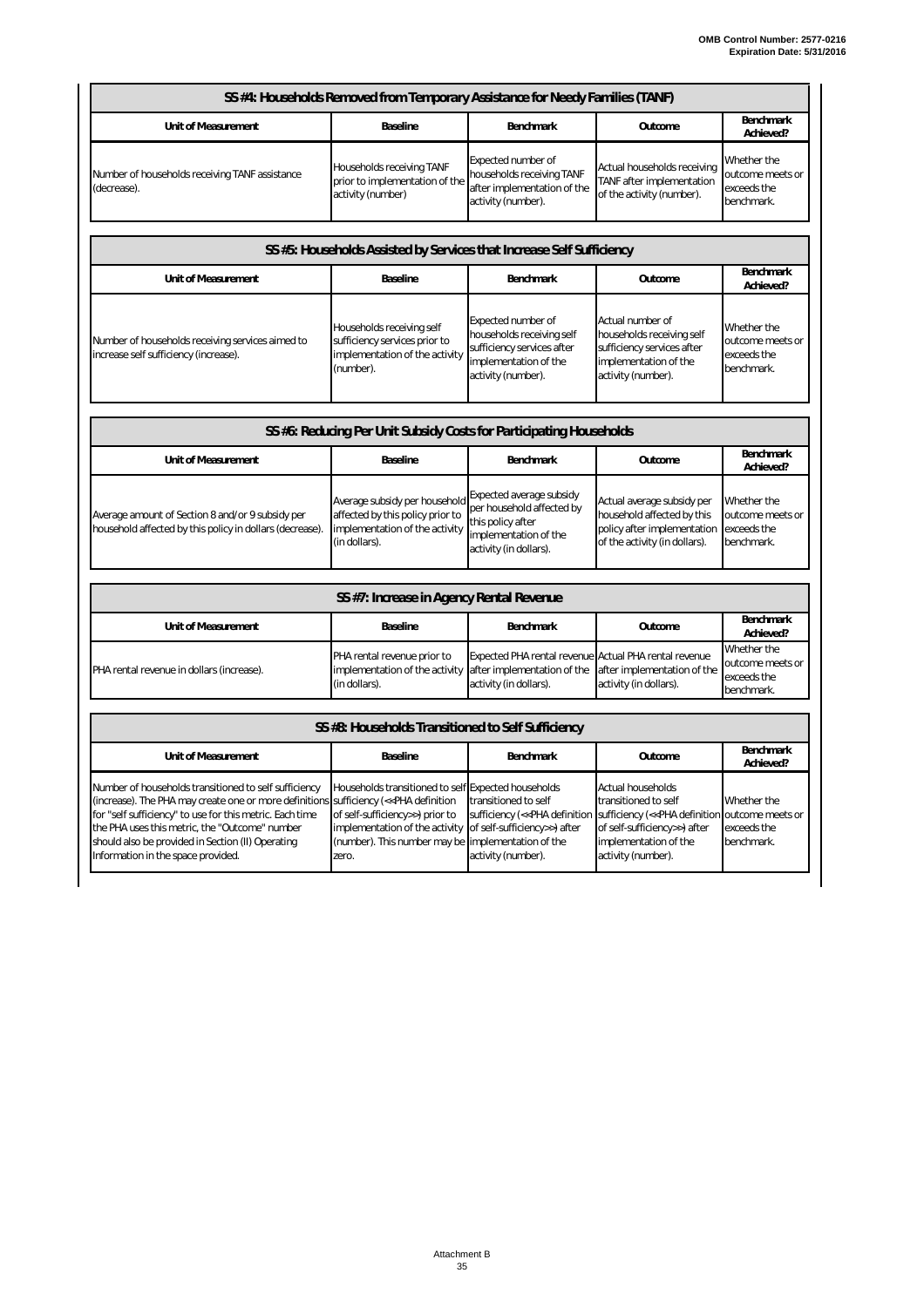OMB Control Number: 2577-0216
Expiration Date: 5/31/2016

| SS #4: Households Removed from Temporary Assistance for Needy Families (TANF) | | | | |
|---|---|---|---|---|
| **Unit of Measurement** | **Baseline** | **Benchmark** | **Outcome** | **Benchmark Achieved?** |
| Number of households receiving TANF assistance (decrease). | Households receiving TANF prior to implementation of the activity (number) | Expected number of households receiving TANF after implementation of the activity (number). | Actual households receiving TANF after implementation of the activity (number). | Whether the outcome meets or exceeds the benchmark. |

| SS #5: Households Assisted by Services that Increase Self Sufficiency | | | | |
|---|---|---|---|---|
| **Unit of Measurement** | **Baseline** | **Benchmark** | **Outcome** | **Benchmark Achieved?** |
| Number of households receiving services aimed to increase self sufficiency (increase). | Households receiving self sufficiency services prior to implementation of the activity (number). | Expected number of households receiving self sufficiency services after implementation of the activity (number). | Actual number of households receiving self sufficiency services after implementation of the activity (number). | Whether the outcome meets or exceeds the benchmark. |

| SS #6: Reducing Per Unit Subsidy Costs for Participating Households | | | | |
|---|---|---|---|---|
| **Unit of Measurement** | **Baseline** | **Benchmark** | **Outcome** | **Benchmark Achieved?** |
| Average amount of Section 8 and/or 9 subsidy per household affected by this policy in dollars (decrease). | Average subsidy per household affected by this policy prior to implementation of the activity (in dollars). | Expected average subsidy per household affected by this policy after implementation of the activity (in dollars). | Actual average subsidy per household affected by this policy after implementation of the activity (in dollars). | Whether the outcome meets or exceeds the benchmark. |

| SS #7: Increase in Agency Rental Revenue | | | | |
|---|---|---|---|---|
| **Unit of Measurement** | **Baseline** | **Benchmark** | **Outcome** | **Benchmark Achieved?** |
| PHA rental revenue in dollars (increase). | PHA rental revenue prior to implementation of the activity (in dollars). | Expected PHA rental revenue after implementation of the activity (in dollars). | Actual PHA rental revenue after implementation of the activity (in dollars). | Whether the outcome meets or exceeds the benchmark. |

| SS #8: Households Transitioned to Self Sufficiency | | | | |
|---|---|---|---|---|
| **Unit of Measurement** | **Baseline** | **Benchmark** | **Outcome** | **Benchmark Achieved?** |
| Number of households transitioned to self sufficiency (increase). The PHA may create one or more definitions for "self sufficiency" to use for this metric. Each time the PHA uses this metric, the "Outcome" number should also be provided in Section (II) Operating Information in the space provided. | Households transitioned to self sufficiency (<<PHA definition of self-sufficiency>>) prior to implementation of the activity (number). This number may be zero. | Expected households transitioned to self sufficiency (<<PHA definition of self-sufficiency>>) after implementation of the activity (number). | Actual households transitioned to self sufficiency (<<PHA definition of self-sufficiency>>) after implementation of the activity (number). | Whether the outcome meets or exceeds the benchmark. |

Attachment B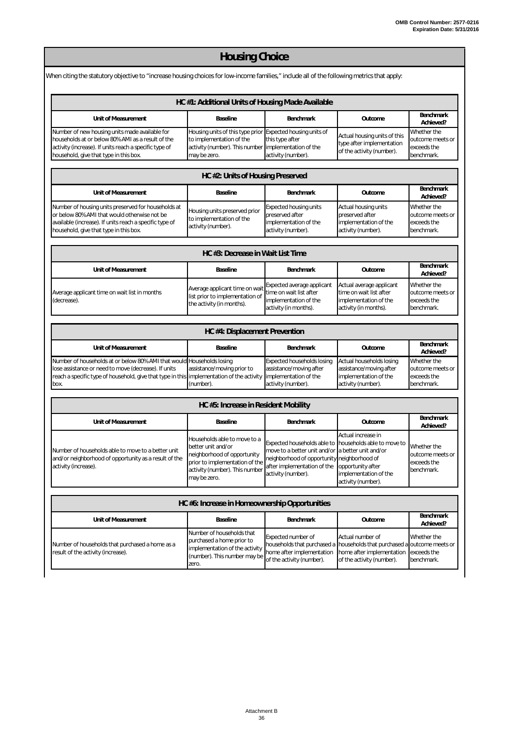# Housing Choice

When citing the statutory objective to "increase housing choices for low-income families," include all of the following metrics that apply:

| HC #1: Additional Units of Housing Made Available | | | | |
|---|---|---|---|---|
| **Unit of Measurement** | **Baseline** | **Benchmark** | **Outcome** | **Benchmark Achieved?** |
| Number of new housing units made available for households at or below 80% AMI as a result of the activity (increase). If units reach a specific type of household, give that type in this box. | Housing units of this type prior to implementation of the activity (number). This number may be zero. | Expected housing units of this type after implementation of the activity (number). | Actual housing units of this type after implementation of the activity (number). | Whether the outcome meets or exceeds the benchmark. |

| HC #2: Units of Housing Preserved | | | | |
|---|---|---|---|---|
| **Unit of Measurement** | **Baseline** | **Benchmark** | **Outcome** | **Benchmark Achieved?** |
| Number of housing units preserved for households at or below 80% AMI that would otherwise not be available (increase). If units reach a specific type of household, give that type in this box. | Housing units preserved prior to implementation of the activity (number). | Expected housing units preserved after implementation of the activity (number). | Actual housing units preserved after implementation of the activity (number). | Whether the outcome meets or exceeds the benchmark. |

| HC #3: Decrease in Wait List Time | | | | |
|---|---|---|---|---|
| **Unit of Measurement** | **Baseline** | **Benchmark** | **Outcome** | **Benchmark Achieved?** |
| Average applicant time on wait list in months (decrease). | Average applicant time on wait list prior to implementation of the activity (in months). | Expected average applicant time on wait list after implementation of the activity (in months). | Actual average applicant time on wait list after implementation of the activity (in months). | Whether the outcome meets or exceeds the benchmark. |

| HC #4: Displacement Prevention | | | | |
|---|---|---|---|---|
| **Unit of Measurement** | **Baseline** | **Benchmark** | **Outcome** | **Benchmark Achieved?** |
| Number of households at or below 80% AMI that would lose assistance or need to move (decrease). If units reach a specific type of household, give that type in this box. | Households losing assistance/moving prior to implementation of the activity (number). | Expected households losing assistance/moving after implementation of the activity (number). | Actual households losing assistance/moving after implementation of the activity (number). | Whether the outcome meets or exceeds the benchmark. |

| HC #5: Increase in Resident Mobility | | | | |
|---|---|---|---|---|
| **Unit of Measurement** | **Baseline** | **Benchmark** | **Outcome** | **Benchmark Achieved?** |
| Number of households able to move to a better unit and/or neighborhood of opportunity as a result of the activity (increase). | Households able to move to a better unit and/or neighborhood of opportunity prior to implementation of the activity (number). This number may be zero. | Expected households able to move to a better unit and/or neighborhood of opportunity after implementation of the activity (number). | Actual increase in households able to move to a better unit and/or neighborhood of opportunity after implementation of the activity (number). | Whether the outcome meets or exceeds the benchmark. |

| HC #6: Increase in Homeownership Opportunities | | | | |
|---|---|---|---|---|
| **Unit of Measurement** | **Baseline** | **Benchmark** | **Outcome** | **Benchmark Achieved?** |
| Number of households that purchased a home as a result of the activity (increase). | Number of households that purchased a home prior to implementation of the activity (number). This number may be zero. | Expected number of households that purchased a home after implementation of the activity (number). | Actual number of households that purchased a home after implementation of the activity (number). | Whether the outcome meets or exceeds the benchmark. |

Attachment B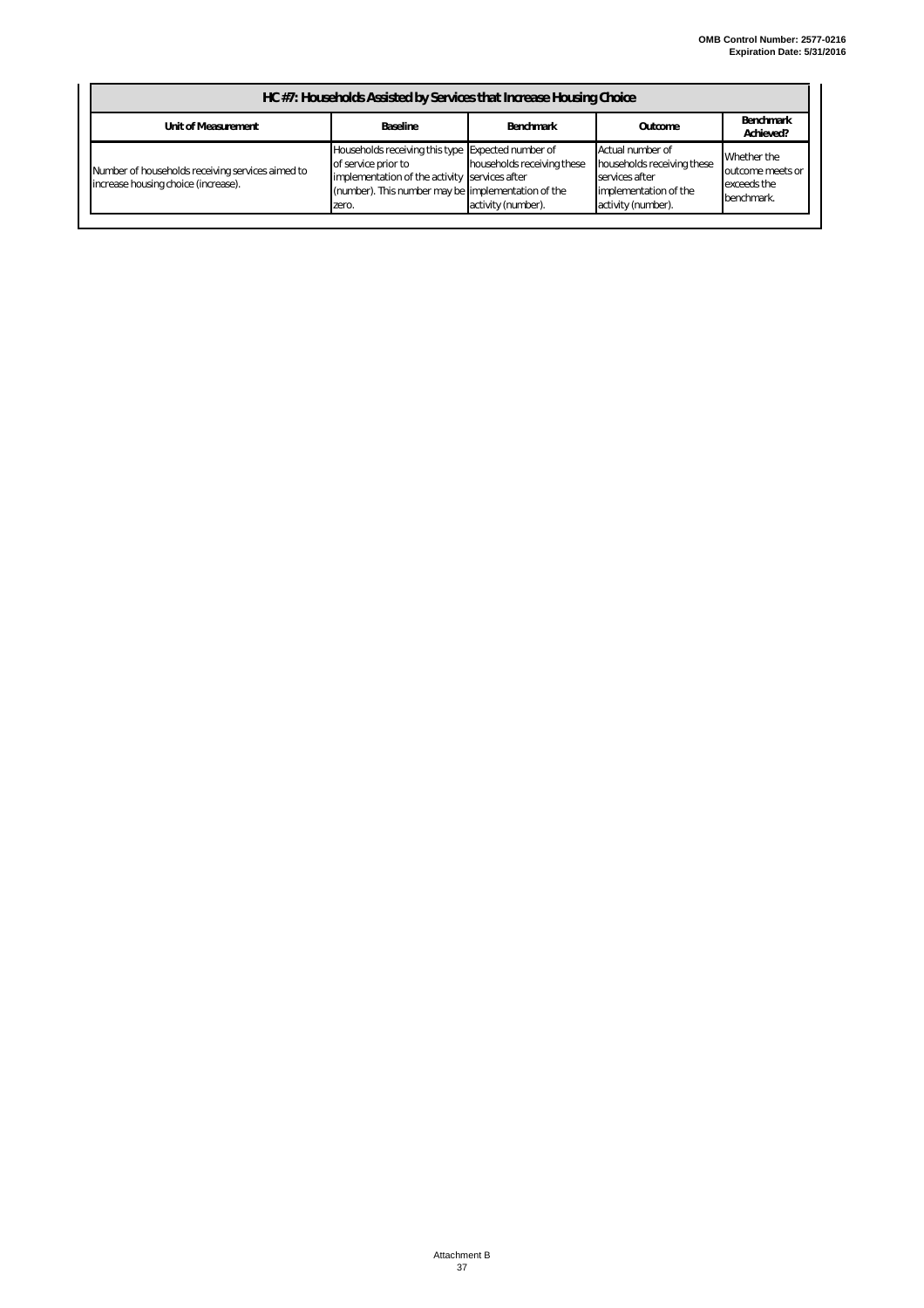| HC #7: Households Assisted by Services that Increase Housing Choice | | | | |
|---|---|---|---|---|
| **Unit of Measurement** | **Baseline** | **Benchmark** | **Outcome** | **Benchmark Achieved?** |
| Number of households receiving services aimed to increase housing choice (increase). | Households receiving this type of service prior to implementation of the activity (number). This number may be zero. | Expected number of households receiving these services after implementation of the activity (number). | Actual number of households receiving these services after implementation of the activity (number). | Whether the outcome meets or exceeds the benchmark. |